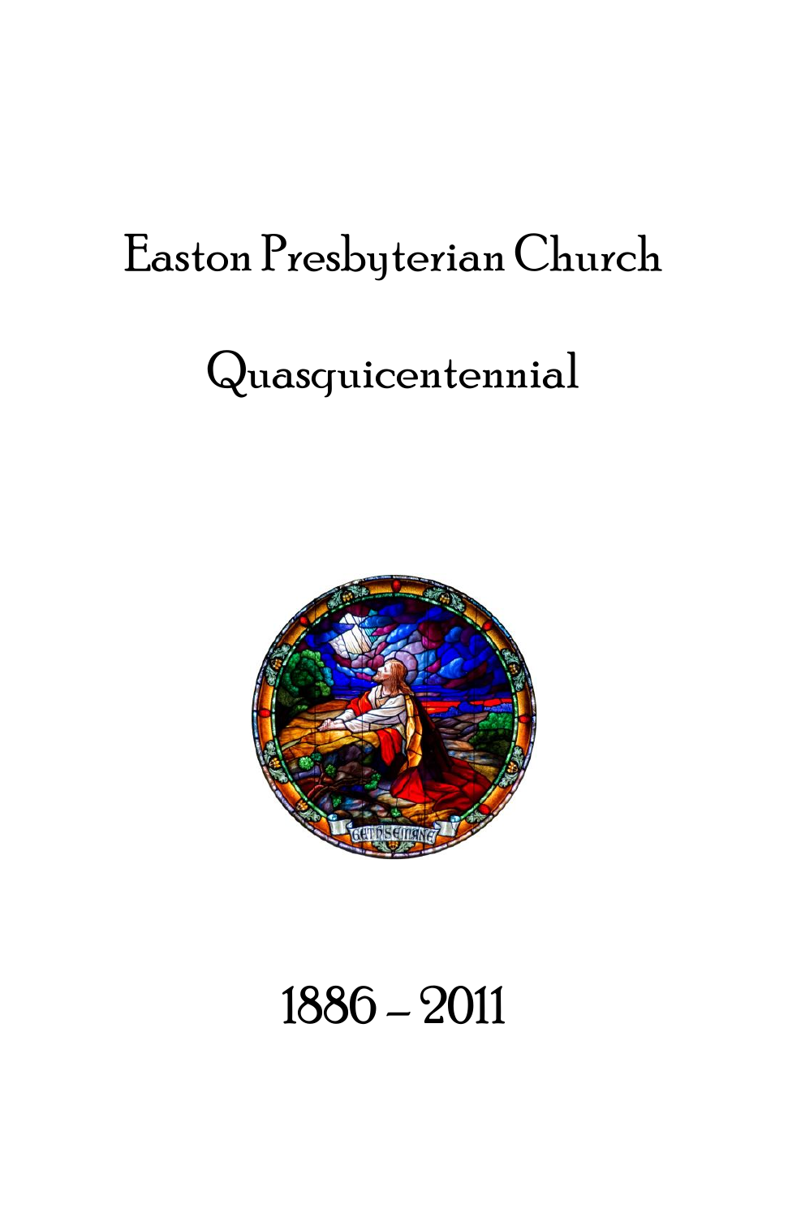# Easton Presbyterian Church

## Quasquicentennial

1886 – 2011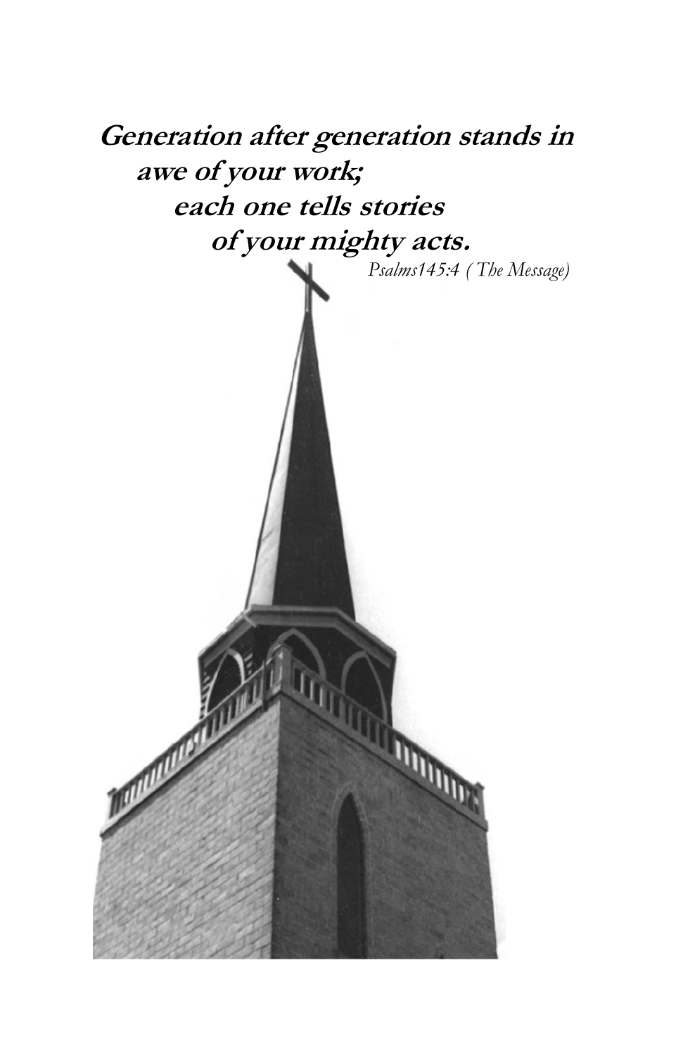***Generation after generation stands in awe of your work;***
***each one tells stories***
***of your mighty acts.***

*Psalms145:4 ( The Message)*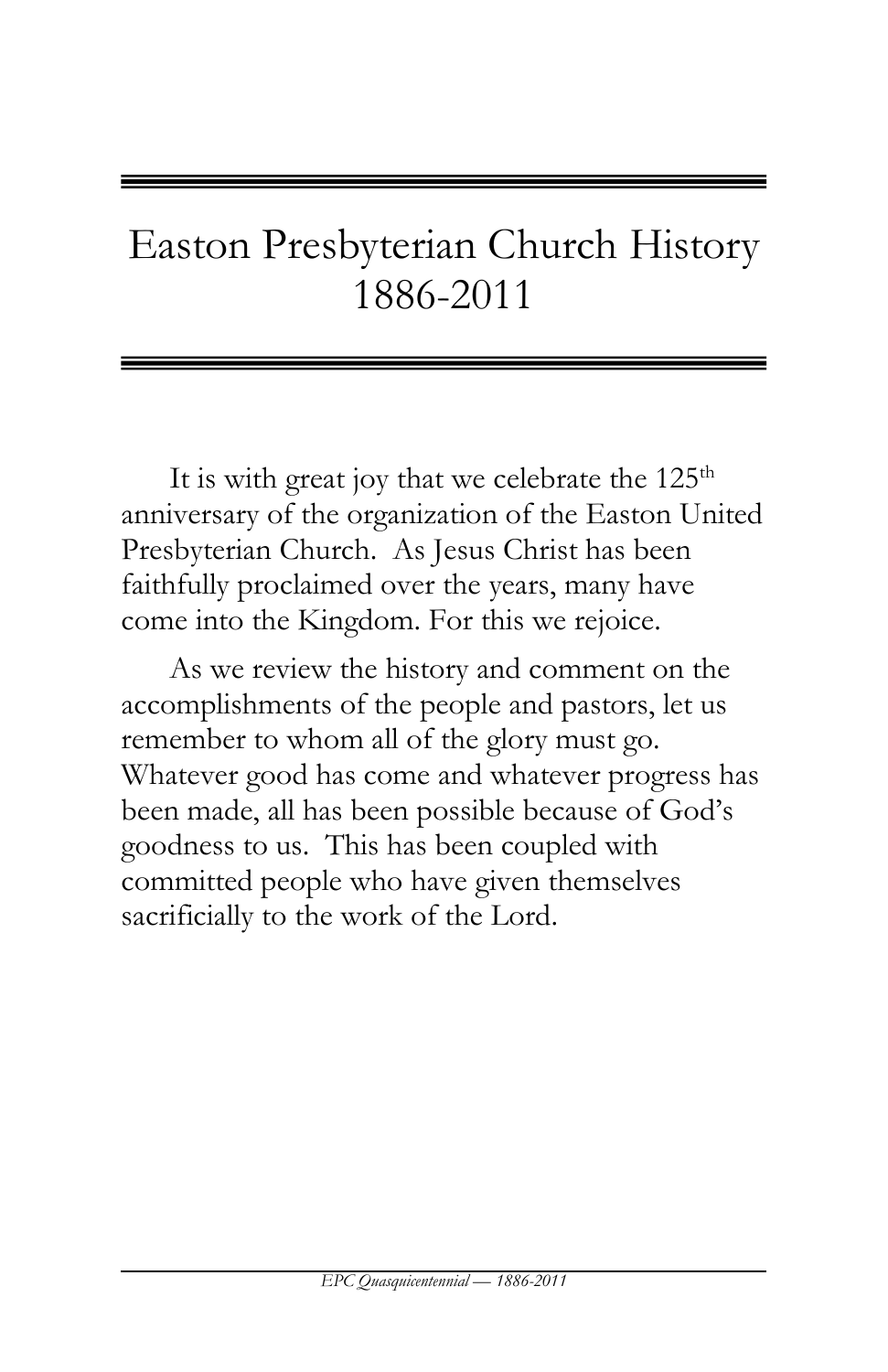# Easton Presbyterian Church History 1886-2011

It is with great joy that we celebrate the 125th anniversary of the organization of the Easton United Presbyterian Church. As Jesus Christ has been faithfully proclaimed over the years, many have come into the Kingdom. For this we rejoice.

As we review the history and comment on the accomplishments of the people and pastors, let us remember to whom all of the glory must go. Whatever good has come and whatever progress has been made, all has been possible because of God's goodness to us. This has been coupled with committed people who have given themselves sacrificially to the work of the Lord.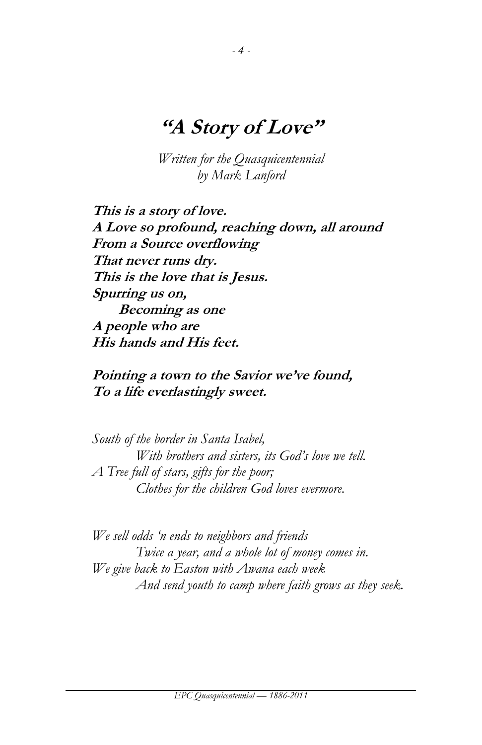# "A Story of Love"

*Written for the Quasquicentennial*
*by Mark Lanford*

**This is a story of love.**
**A Love so profound, reaching down, all around**
**From a Source overflowing**
**That never runs dry.**
**This is the love that is Jesus.**
**Spurring us on,**
**Becoming as one**
**A people who are**
**His hands and His feet.**

**Pointing a town to the Savior we've found,**
**To a life everlastingly sweet.**

*South of the border in Santa Isabel,*
*With brothers and sisters, its God's love we tell.*
*A Tree full of stars, gifts for the poor;*
*Clothes for the children God loves evermore.*

*We sell odds 'n ends to neighbors and friends*
*Twice a year, and a whole lot of money comes in.*
*We give back to Easton with Awana each week*
*And send youth to camp where faith grows as they seek.*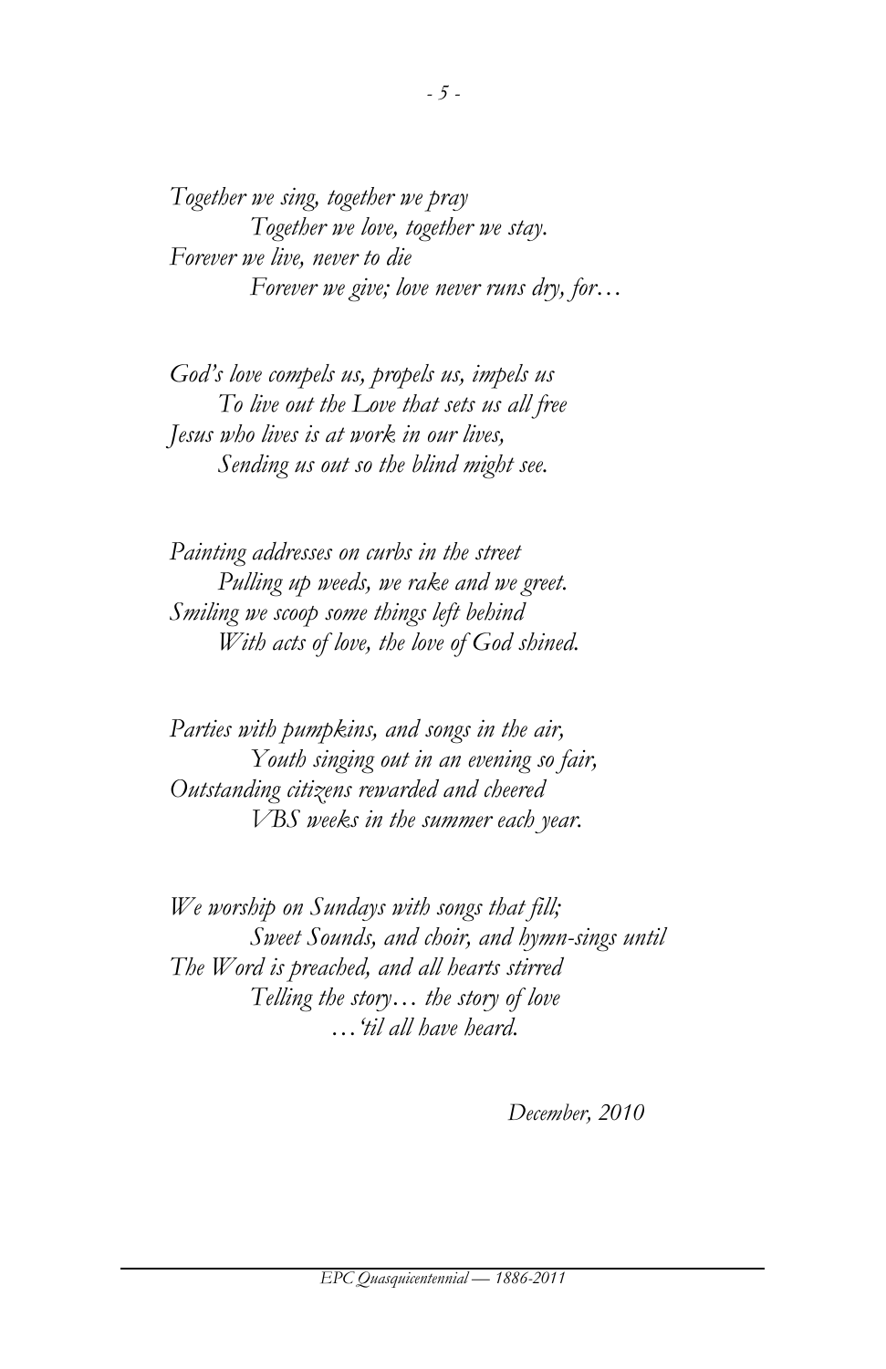*Together we sing, together we pray*
*Together we love, together we stay.*
*Forever we live, never to die*
*Forever we give; love never runs dry, for…*

*God's love compels us, propels us, impels us*
*To live out the Love that sets us all free*
*Jesus who lives is at work in our lives,*
*Sending us out so the blind might see.*

*Painting addresses on curbs in the street*
*Pulling up weeds, we rake and we greet.*
*Smiling we scoop some things left behind*
*With acts of love, the love of God shined.*

*Parties with pumpkins, and songs in the air,*
*Youth singing out in an evening so fair,*
*Outstanding citizens rewarded and cheered*
*VBS weeks in the summer each year.*

*We worship on Sundays with songs that fill;*
*Sweet Sounds, and choir, and hymn-sings until*
*The Word is preached, and all hearts stirred*
*Telling the story… the story of love*
*…'til all have heard.*

*December, 2010*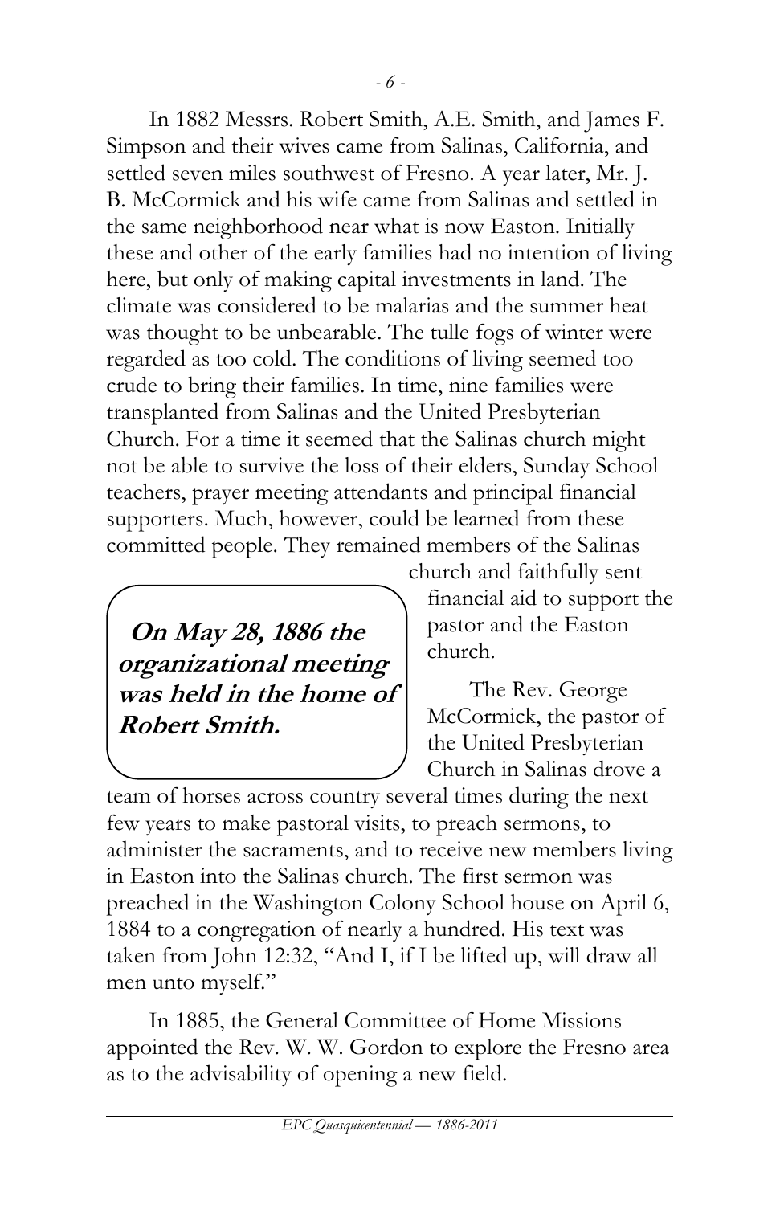In 1882 Messrs. Robert Smith, A.E. Smith, and James F. Simpson and their wives came from Salinas, California, and settled seven miles southwest of Fresno. A year later, Mr. J. B. McCormick and his wife came from Salinas and settled in the same neighborhood near what is now Easton. Initially these and other of the early families had no intention of living here, but only of making capital investments in land. The climate was considered to be malarias and the summer heat was thought to be unbearable. The tulle fogs of winter were regarded as too cold. The conditions of living seemed too crude to bring their families. In time, nine families were transplanted from Salinas and the United Presbyterian Church. For a time it seemed that the Salinas church might not be able to survive the loss of their elders, Sunday School teachers, prayer meeting attendants and principal financial supporters. Much, however, could be learned from these committed people. They remained members of the Salinas church and faithfully sent financial aid to support the pastor and the Easton church.

> ***On May 28, 1886 the organizational meeting was held in the home of Robert Smith.***

The Rev. George McCormick, the pastor of the United Presbyterian Church in Salinas drove a team of horses across country several times during the next few years to make pastoral visits, to preach sermons, to administer the sacraments, and to receive new members living in Easton into the Salinas church. The first sermon was preached in the Washington Colony School house on April 6, 1884 to a congregation of nearly a hundred. His text was taken from John 12:32, "And I, if I be lifted up, will draw all men unto myself."

In 1885, the General Committee of Home Missions appointed the Rev. W. W. Gordon to explore the Fresno area as to the advisability of opening a new field.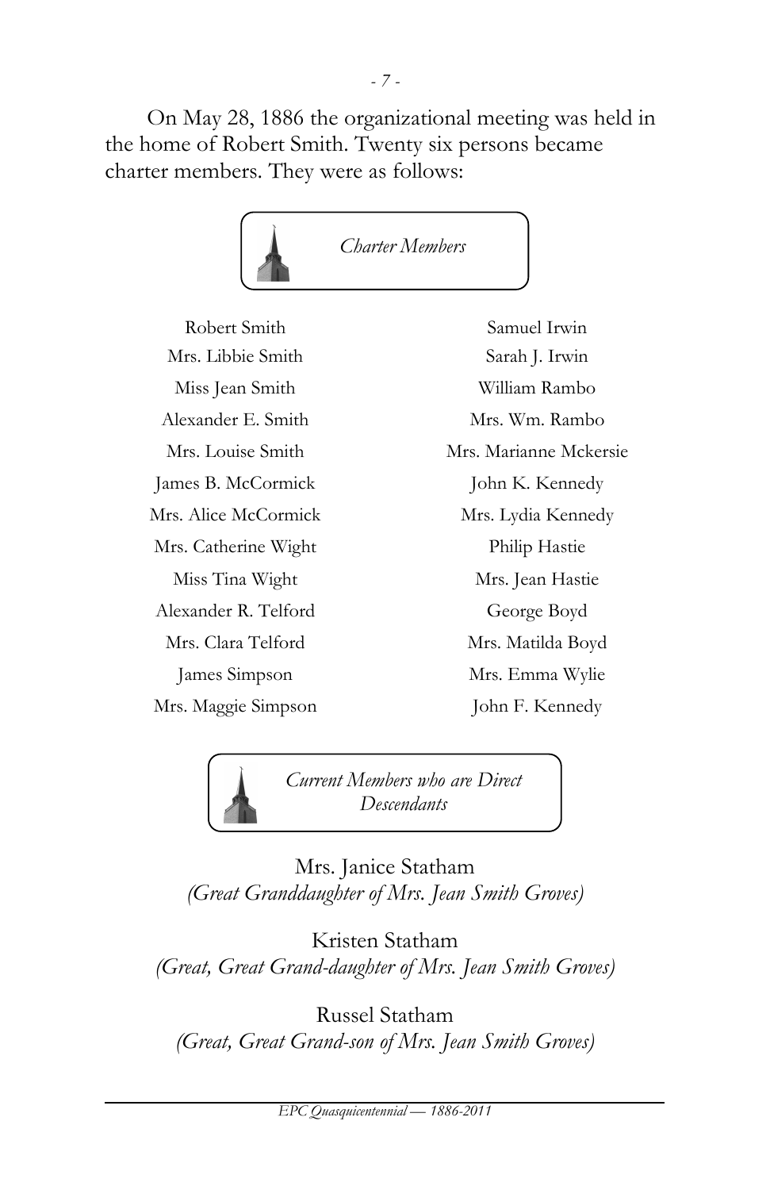On May 28, 1886 the organizational meeting was held in the home of Robert Smith. Twenty six persons became charter members. They were as follows:

### *Charter Members*

| | |
|---|---|
| Robert Smith | Samuel Irwin |
| Mrs. Libbie Smith | Sarah J. Irwin |
| Miss Jean Smith | William Rambo |
| Alexander E. Smith | Mrs. Wm. Rambo |
| Mrs. Louise Smith | Mrs. Marianne Mckersie |
| James B. McCormick | John K. Kennedy |
| Mrs. Alice McCormick | Mrs. Lydia Kennedy |
| Mrs. Catherine Wight | Philip Hastie |
| Miss Tina Wight | Mrs. Jean Hastie |
| Alexander R. Telford | George Boyd |
| Mrs. Clara Telford | Mrs. Matilda Boyd |
| James Simpson | Mrs. Emma Wylie |
| Mrs. Maggie Simpson | John F. Kennedy |

### *Current Members who are Direct Descendants*

Mrs. Janice Statham
*(Great Granddaughter of Mrs. Jean Smith Groves)*

Kristen Statham
*(Great, Great Grand-daughter of Mrs. Jean Smith Groves)*

Russel Statham
*(Great, Great Grand-son of Mrs. Jean Smith Groves)*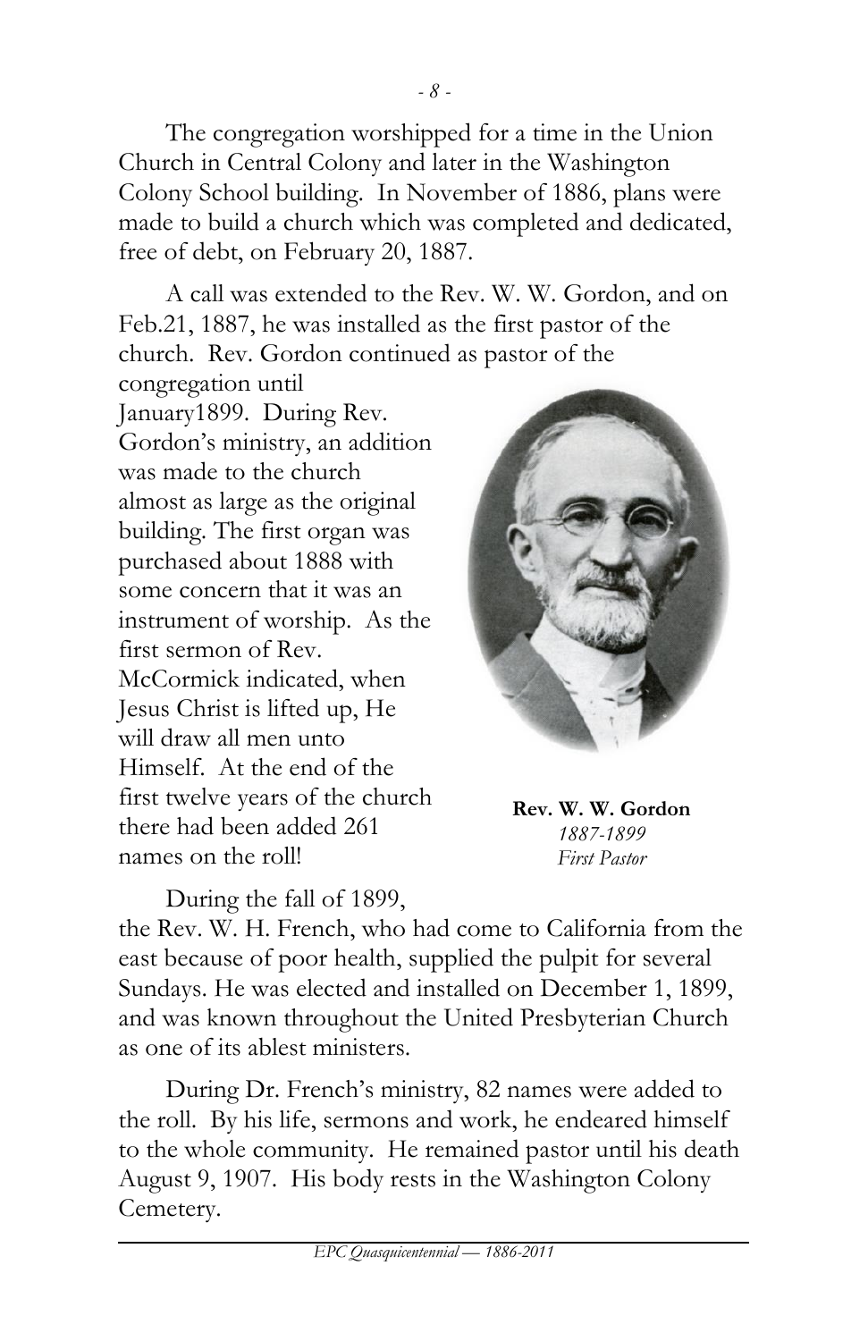The congregation worshipped for a time in the Union Church in Central Colony and later in the Washington Colony School building. In November of 1886, plans were made to build a church which was completed and dedicated, free of debt, on February 20, 1887.

A call was extended to the Rev. W. W. Gordon, and on Feb.21, 1887, he was installed as the first pastor of the church. Rev. Gordon continued as pastor of the congregation until January1899. During Rev. Gordon's ministry, an addition was made to the church almost as large as the original building. The first organ was purchased about 1888 with some concern that it was an instrument of worship. As the first sermon of Rev. McCormick indicated, when Jesus Christ is lifted up, He will draw all men unto Himself. At the end of the first twelve years of the church there had been added 261 names on the roll!

**Rev. W. W. Gordon**
*1887-1899*
*First Pastor*

During the fall of 1899, the Rev. W. H. French, who had come to California from the east because of poor health, supplied the pulpit for several Sundays. He was elected and installed on December 1, 1899, and was known throughout the United Presbyterian Church as one of its ablest ministers.

During Dr. French's ministry, 82 names were added to the roll. By his life, sermons and work, he endeared himself to the whole community. He remained pastor until his death August 9, 1907. His body rests in the Washington Colony Cemetery.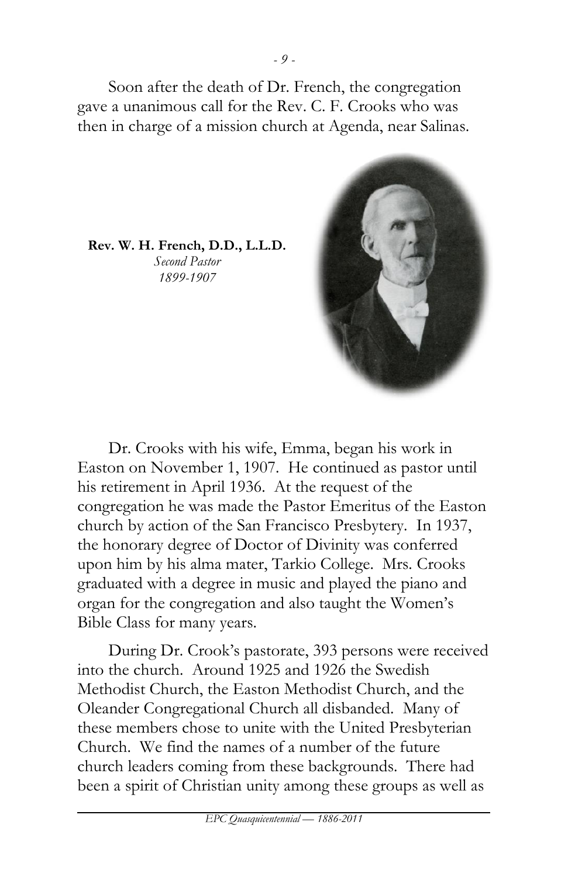Soon after the death of Dr. French, the congregation gave a unanimous call for the Rev. C. F. Crooks who was then in charge of a mission church at Agenda, near Salinas.

**Rev. W. H. French, D.D., L.L.D.**
*Second Pastor*
*1899-1907*

Dr. Crooks with his wife, Emma, began his work in Easton on November 1, 1907. He continued as pastor until his retirement in April 1936. At the request of the congregation he was made the Pastor Emeritus of the Easton church by action of the San Francisco Presbytery. In 1937, the honorary degree of Doctor of Divinity was conferred upon him by his alma mater, Tarkio College. Mrs. Crooks graduated with a degree in music and played the piano and organ for the congregation and also taught the Women's Bible Class for many years.

During Dr. Crook's pastorate, 393 persons were received into the church. Around 1925 and 1926 the Swedish Methodist Church, the Easton Methodist Church, and the Oleander Congregational Church all disbanded. Many of these members chose to unite with the United Presbyterian Church. We find the names of a number of the future church leaders coming from these backgrounds. There had been a spirit of Christian unity among these groups as well as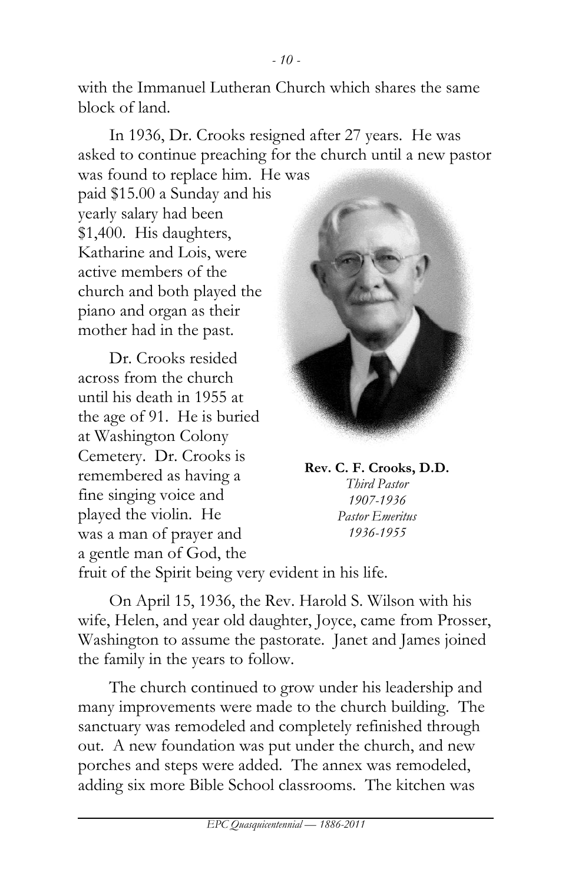with the Immanuel Lutheran Church which shares the same block of land.

In 1936, Dr. Crooks resigned after 27 years. He was asked to continue preaching for the church until a new pastor was found to replace him. He was paid $15.00 a Sunday and his yearly salary had been $1,400. His daughters, Katharine and Lois, were active members of the church and both played the piano and organ as their mother had in the past.

Dr. Crooks resided across from the church until his death in 1955 at the age of 91. He is buried at Washington Colony Cemetery. Dr. Crooks is remembered as having a fine singing voice and played the violin. He was a man of prayer and a gentle man of God, the fruit of the Spirit being very evident in his life.

**Rev. C. F. Crooks, D.D.**
*Third Pastor*
*1907-1936*
*Pastor Emeritus*
*1936-1955*

On April 15, 1936, the Rev. Harold S. Wilson with his wife, Helen, and year old daughter, Joyce, came from Prosser, Washington to assume the pastorate. Janet and James joined the family in the years to follow.

The church continued to grow under his leadership and many improvements were made to the church building. The sanctuary was remodeled and completely refinished through out. A new foundation was put under the church, and new porches and steps were added. The annex was remodeled, adding six more Bible School classrooms. The kitchen was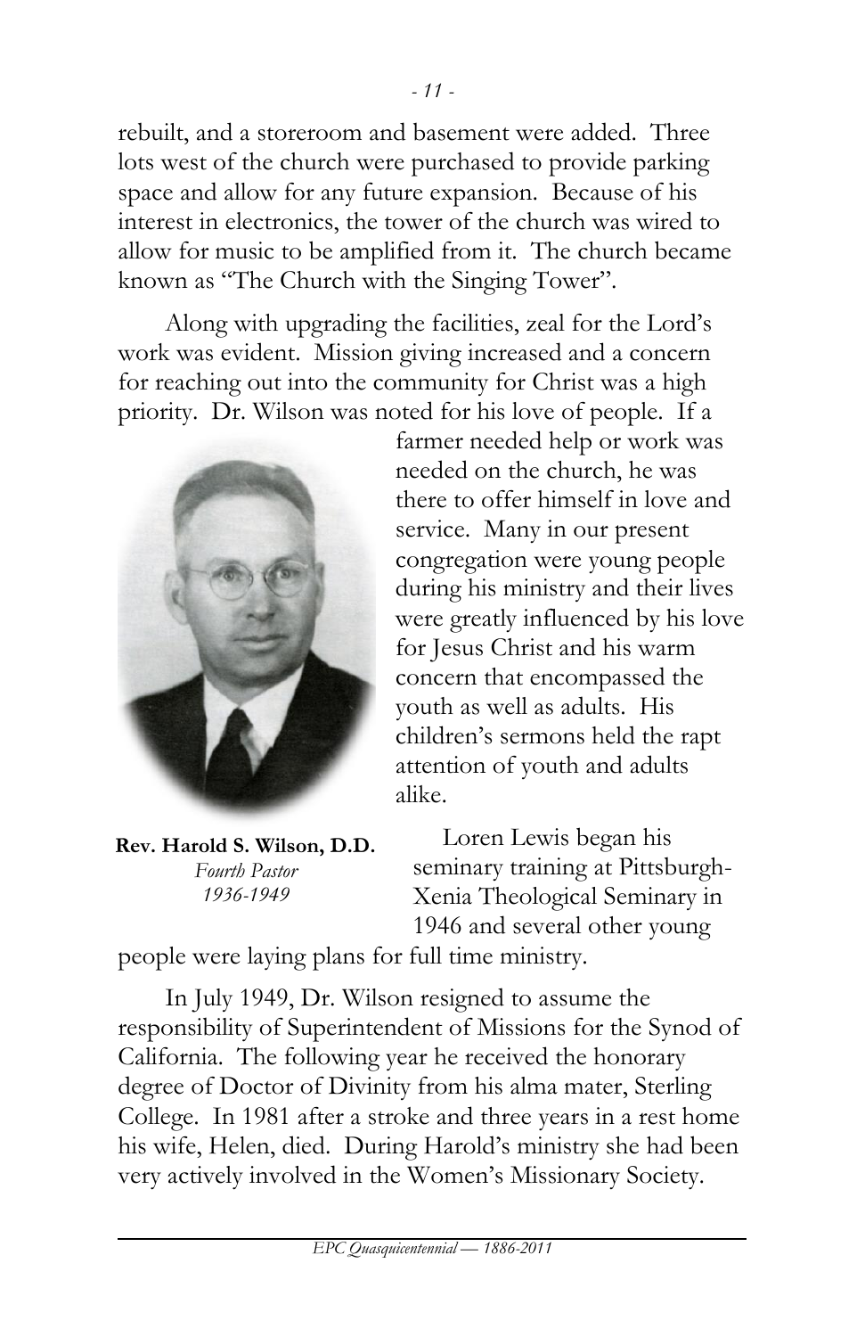rebuilt, and a storeroom and basement were added. Three lots west of the church were purchased to provide parking space and allow for any future expansion. Because of his interest in electronics, the tower of the church was wired to allow for music to be amplified from it. The church became known as "The Church with the Singing Tower".

Along with upgrading the facilities, zeal for the Lord's work was evident. Mission giving increased and a concern for reaching out into the community for Christ was a high priority. Dr. Wilson was noted for his love of people. If a farmer needed help or work was needed on the church, he was there to offer himself in love and service. Many in our present congregation were young people during his ministry and their lives were greatly influenced by his love for Jesus Christ and his warm concern that encompassed the youth as well as adults. His children's sermons held the rapt attention of youth and adults alike.

**Rev. Harold S. Wilson, D.D.**
*Fourth Pastor*
*1936-1949*

Loren Lewis began his seminary training at Pittsburgh-Xenia Theological Seminary in 1946 and several other young people were laying plans for full time ministry.

In July 1949, Dr. Wilson resigned to assume the responsibility of Superintendent of Missions for the Synod of California. The following year he received the honorary degree of Doctor of Divinity from his alma mater, Sterling College. In 1981 after a stroke and three years in a rest home his wife, Helen, died. During Harold's ministry she had been very actively involved in the Women's Missionary Society.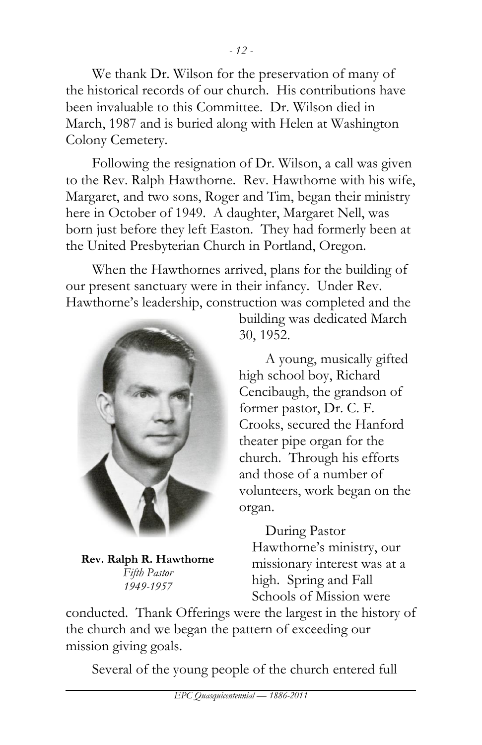We thank Dr. Wilson for the preservation of many of the historical records of our church. His contributions have been invaluable to this Committee. Dr. Wilson died in March, 1987 and is buried along with Helen at Washington Colony Cemetery.

Following the resignation of Dr. Wilson, a call was given to the Rev. Ralph Hawthorne. Rev. Hawthorne with his wife, Margaret, and two sons, Roger and Tim, began their ministry here in October of 1949. A daughter, Margaret Nell, was born just before they left Easton. They had formerly been at the United Presbyterian Church in Portland, Oregon.

When the Hawthornes arrived, plans for the building of our present sanctuary were in their infancy. Under Rev. Hawthorne's leadership, construction was completed and the building was dedicated March 30, 1952.

**Rev. Ralph R. Hawthorne**
*Fifth Pastor*
*1949-1957*

A young, musically gifted high school boy, Richard Cencibaugh, the grandson of former pastor, Dr. C. F. Crooks, secured the Hanford theater pipe organ for the church. Through his efforts and those of a number of volunteers, work began on the organ.

During Pastor Hawthorne's ministry, our missionary interest was at a high. Spring and Fall Schools of Mission were conducted. Thank Offerings were the largest in the history of the church and we began the pattern of exceeding our mission giving goals.

Several of the young people of the church entered full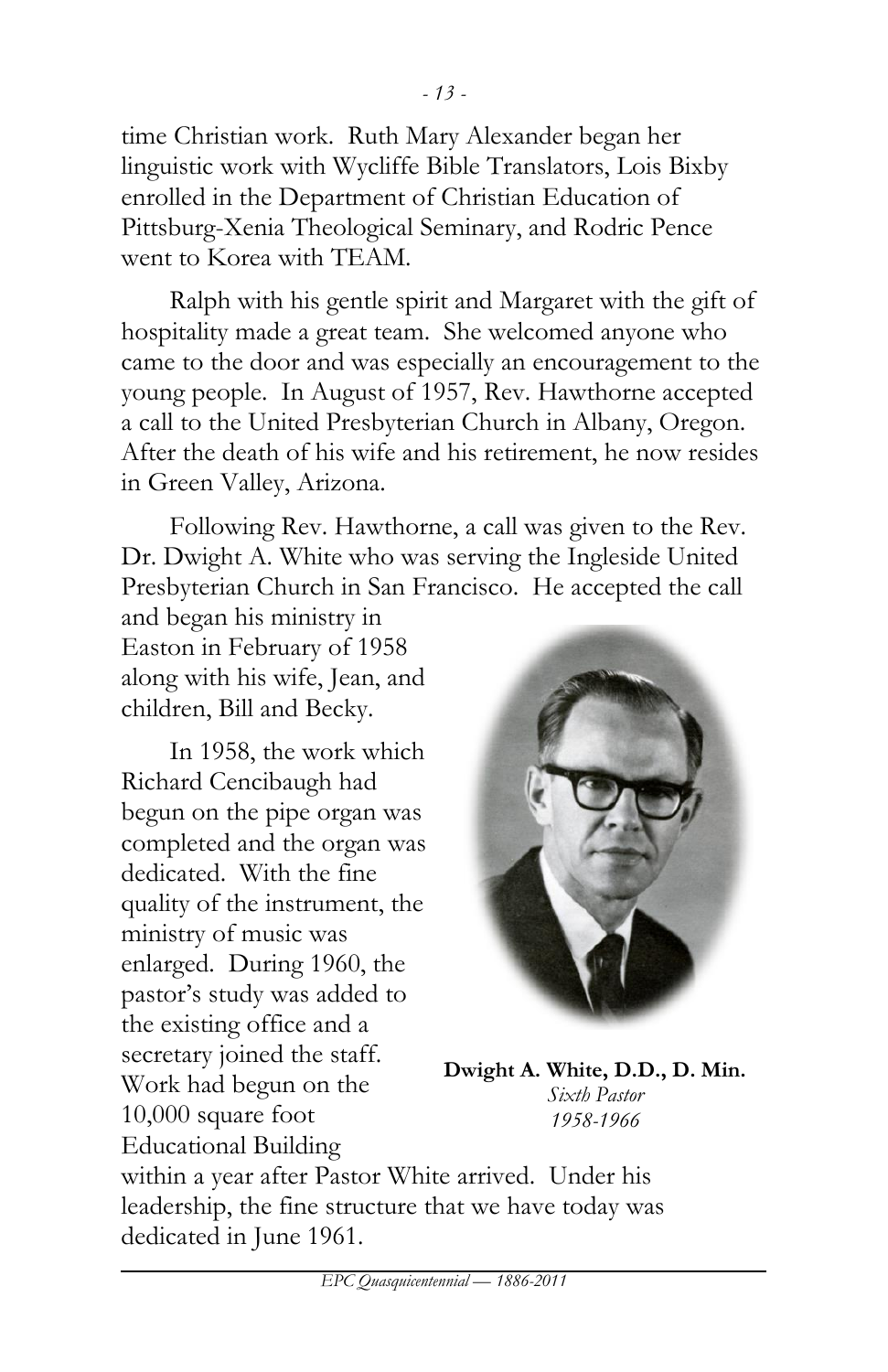time Christian work. Ruth Mary Alexander began her linguistic work with Wycliffe Bible Translators, Lois Bixby enrolled in the Department of Christian Education of Pittsburg-Xenia Theological Seminary, and Rodric Pence went to Korea with TEAM.

Ralph with his gentle spirit and Margaret with the gift of hospitality made a great team. She welcomed anyone who came to the door and was especially an encouragement to the young people. In August of 1957, Rev. Hawthorne accepted a call to the United Presbyterian Church in Albany, Oregon. After the death of his wife and his retirement, he now resides in Green Valley, Arizona.

Following Rev. Hawthorne, a call was given to the Rev. Dr. Dwight A. White who was serving the Ingleside United Presbyterian Church in San Francisco. He accepted the call and began his ministry in Easton in February of 1958 along with his wife, Jean, and children, Bill and Becky.

**Dwight A. White, D.D., D. Min.**
*Sixth Pastor*
*1958-1966*

In 1958, the work which Richard Cencibaugh had begun on the pipe organ was completed and the organ was dedicated. With the fine quality of the instrument, the ministry of music was enlarged. During 1960, the pastor's study was added to the existing office and a secretary joined the staff. Work had begun on the 10,000 square foot Educational Building within a year after Pastor White arrived. Under his leadership, the fine structure that we have today was dedicated in June 1961.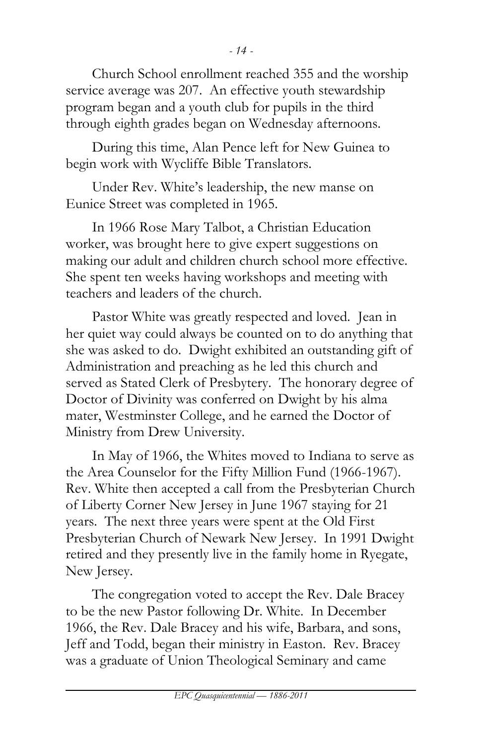Church School enrollment reached 355 and the worship service average was 207. An effective youth stewardship program began and a youth club for pupils in the third through eighth grades began on Wednesday afternoons.

During this time, Alan Pence left for New Guinea to begin work with Wycliffe Bible Translators.

Under Rev. White's leadership, the new manse on Eunice Street was completed in 1965.

In 1966 Rose Mary Talbot, a Christian Education worker, was brought here to give expert suggestions on making our adult and children church school more effective. She spent ten weeks having workshops and meeting with teachers and leaders of the church.

Pastor White was greatly respected and loved. Jean in her quiet way could always be counted on to do anything that she was asked to do. Dwight exhibited an outstanding gift of Administration and preaching as he led this church and served as Stated Clerk of Presbytery. The honorary degree of Doctor of Divinity was conferred on Dwight by his alma mater, Westminster College, and he earned the Doctor of Ministry from Drew University.

In May of 1966, the Whites moved to Indiana to serve as the Area Counselor for the Fifty Million Fund (1966-1967). Rev. White then accepted a call from the Presbyterian Church of Liberty Corner New Jersey in June 1967 staying for 21 years. The next three years were spent at the Old First Presbyterian Church of Newark New Jersey. In 1991 Dwight retired and they presently live in the family home in Ryegate, New Jersey.

The congregation voted to accept the Rev. Dale Bracey to be the new Pastor following Dr. White. In December 1966, the Rev. Dale Bracey and his wife, Barbara, and sons, Jeff and Todd, began their ministry in Easton. Rev. Bracey was a graduate of Union Theological Seminary and came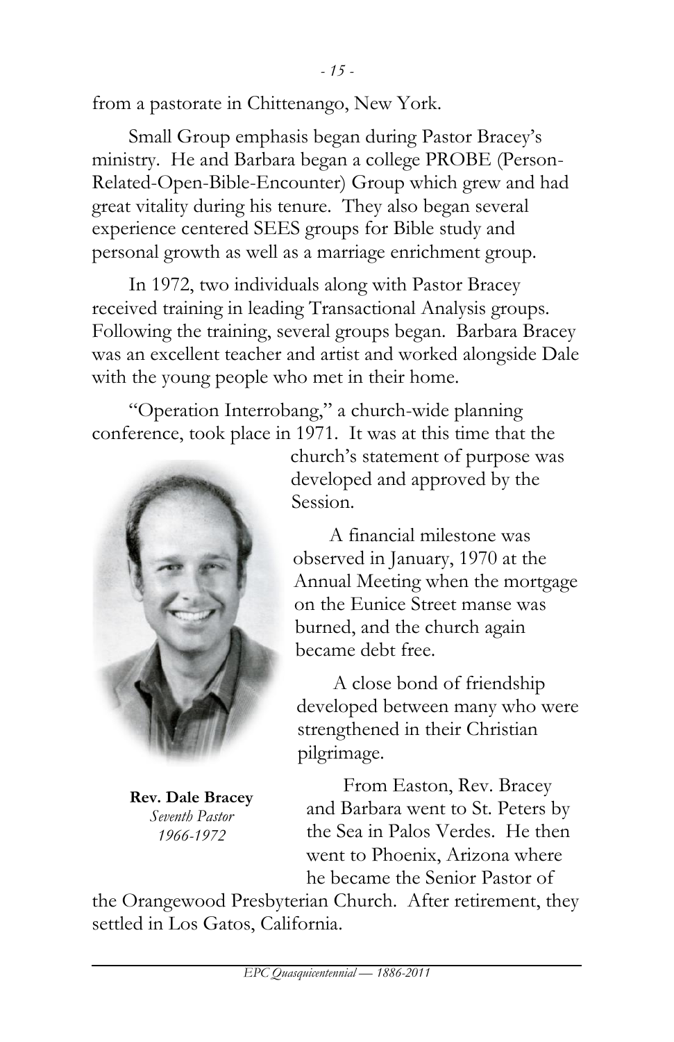from a pastorate in Chittenango, New York.

Small Group emphasis began during Pastor Bracey's ministry. He and Barbara began a college PROBE (Person-Related-Open-Bible-Encounter) Group which grew and had great vitality during his tenure. They also began several experience centered SEES groups for Bible study and personal growth as well as a marriage enrichment group.

In 1972, two individuals along with Pastor Bracey received training in leading Transactional Analysis groups. Following the training, several groups began. Barbara Bracey was an excellent teacher and artist and worked alongside Dale with the young people who met in their home.

"Operation Interrobang," a church-wide planning conference, took place in 1971. It was at this time that the church's statement of purpose was developed and approved by the Session.

A financial milestone was observed in January, 1970 at the Annual Meeting when the mortgage on the Eunice Street manse was burned, and the church again became debt free.

A close bond of friendship developed between many who were strengthened in their Christian pilgrimage.

**Rev. Dale Bracey**
*Seventh Pastor*
*1966-1972*

From Easton, Rev. Bracey and Barbara went to St. Peters by the Sea in Palos Verdes. He then went to Phoenix, Arizona where he became the Senior Pastor of the Orangewood Presbyterian Church. After retirement, they settled in Los Gatos, California.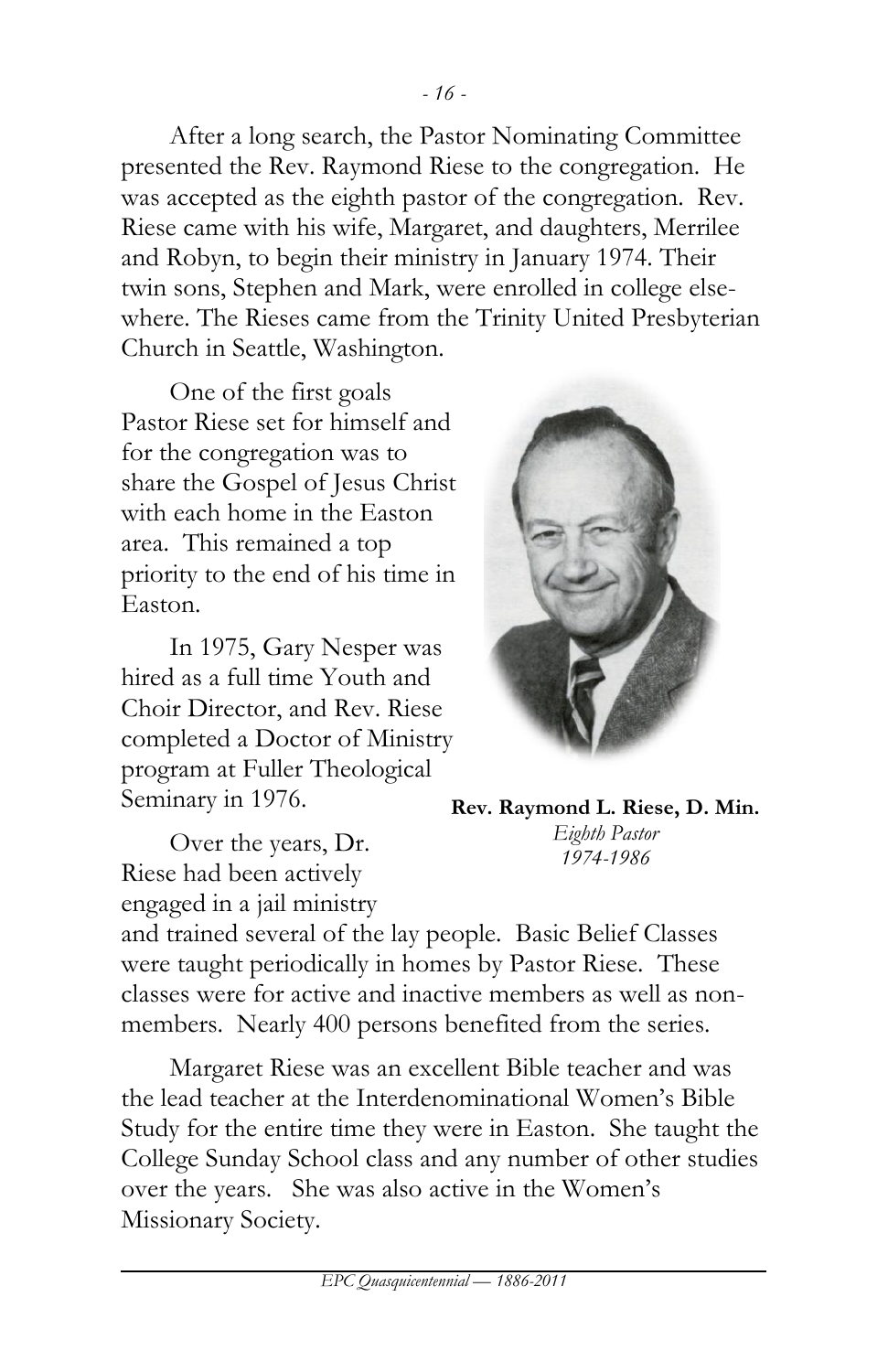After a long search, the Pastor Nominating Committee presented the Rev. Raymond Riese to the congregation. He was accepted as the eighth pastor of the congregation. Rev. Riese came with his wife, Margaret, and daughters, Merrilee and Robyn, to begin their ministry in January 1974. Their twin sons, Stephen and Mark, were enrolled in college elsewhere. The Rieses came from the Trinity United Presbyterian Church in Seattle, Washington.

One of the first goals Pastor Riese set for himself and for the congregation was to share the Gospel of Jesus Christ with each home in the Easton area. This remained a top priority to the end of his time in Easton.

In 1975, Gary Nesper was hired as a full time Youth and Choir Director, and Rev. Riese completed a Doctor of Ministry program at Fuller Theological Seminary in 1976.

**Rev. Raymond L. Riese, D. Min.**
*Eighth Pastor*
*1974-1986*

Over the years, Dr. Riese had been actively engaged in a jail ministry and trained several of the lay people. Basic Belief Classes were taught periodically in homes by Pastor Riese. These classes were for active and inactive members as well as non-members. Nearly 400 persons benefited from the series.

Margaret Riese was an excellent Bible teacher and was the lead teacher at the Interdenominational Women's Bible Study for the entire time they were in Easton. She taught the College Sunday School class and any number of other studies over the years. She was also active in the Women's Missionary Society.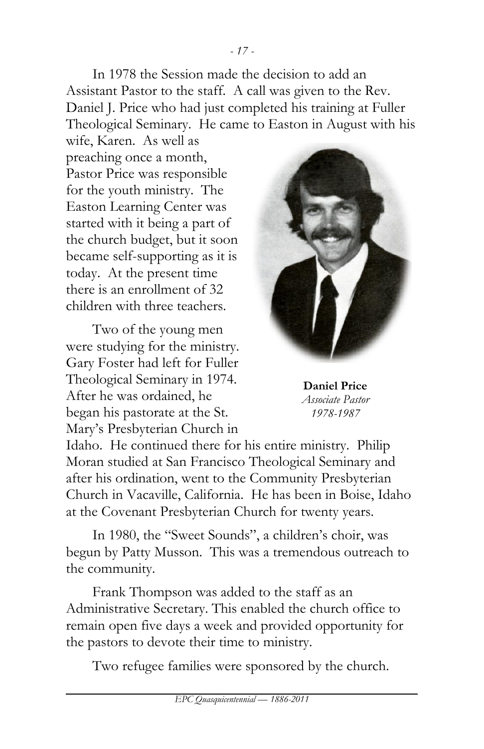In 1978 the Session made the decision to add an Assistant Pastor to the staff. A call was given to the Rev. Daniel J. Price who had just completed his training at Fuller Theological Seminary. He came to Easton in August with his wife, Karen. As well as preaching once a month, Pastor Price was responsible for the youth ministry. The Easton Learning Center was started with it being a part of the church budget, but it soon became self-supporting as it is today. At the present time there is an enrollment of 32 children with three teachers.

**Daniel Price**
*Associate Pastor*
*1978-1987*

Two of the young men were studying for the ministry. Gary Foster had left for Fuller Theological Seminary in 1974. After he was ordained, he began his pastorate at the St. Mary's Presbyterian Church in Idaho. He continued there for his entire ministry. Philip Moran studied at San Francisco Theological Seminary and after his ordination, went to the Community Presbyterian Church in Vacaville, California. He has been in Boise, Idaho at the Covenant Presbyterian Church for twenty years.

In 1980, the "Sweet Sounds", a children's choir, was begun by Patty Musson. This was a tremendous outreach to the community.

Frank Thompson was added to the staff as an Administrative Secretary. This enabled the church office to remain open five days a week and provided opportunity for the pastors to devote their time to ministry.

Two refugee families were sponsored by the church.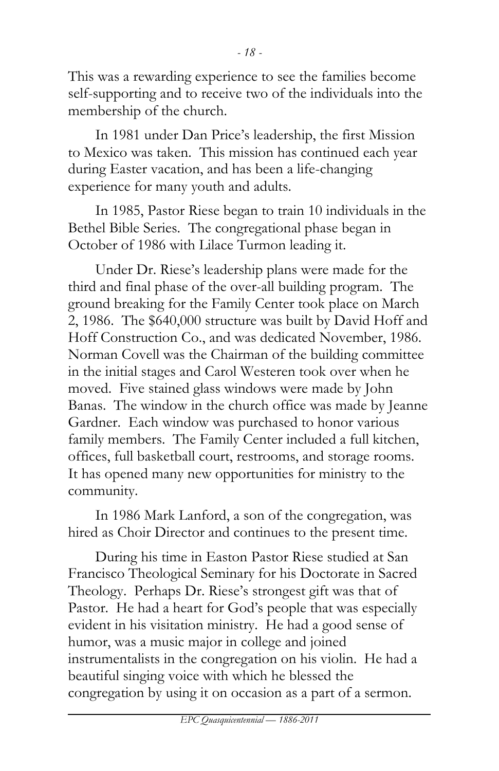This was a rewarding experience to see the families become self-supporting and to receive two of the individuals into the membership of the church.

In 1981 under Dan Price's leadership, the first Mission to Mexico was taken. This mission has continued each year during Easter vacation, and has been a life-changing experience for many youth and adults.

In 1985, Pastor Riese began to train 10 individuals in the Bethel Bible Series. The congregational phase began in October of 1986 with Lilace Turmon leading it.

Under Dr. Riese's leadership plans were made for the third and final phase of the over-all building program. The ground breaking for the Family Center took place on March 2, 1986. The $640,000 structure was built by David Hoff and Hoff Construction Co., and was dedicated November, 1986. Norman Covell was the Chairman of the building committee in the initial stages and Carol Westeren took over when he moved. Five stained glass windows were made by John Banas. The window in the church office was made by Jeanne Gardner. Each window was purchased to honor various family members. The Family Center included a full kitchen, offices, full basketball court, restrooms, and storage rooms. It has opened many new opportunities for ministry to the community.

In 1986 Mark Lanford, a son of the congregation, was hired as Choir Director and continues to the present time.

During his time in Easton Pastor Riese studied at San Francisco Theological Seminary for his Doctorate in Sacred Theology. Perhaps Dr. Riese's strongest gift was that of Pastor. He had a heart for God's people that was especially evident in his visitation ministry. He had a good sense of humor, was a music major in college and joined instrumentalists in the congregation on his violin. He had a beautiful singing voice with which he blessed the congregation by using it on occasion as a part of a sermon.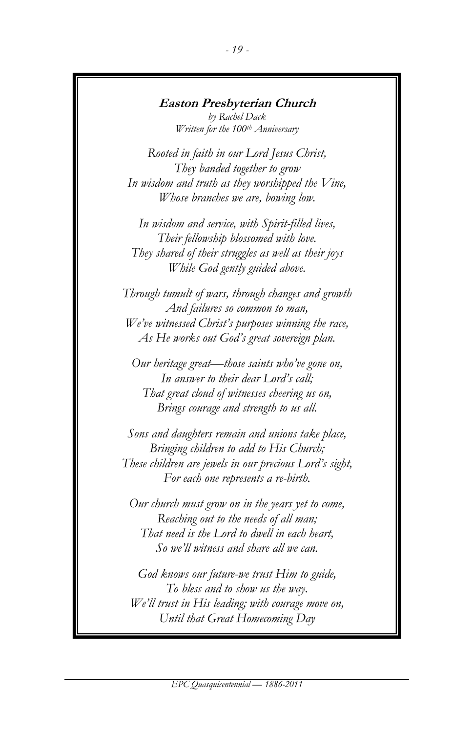## **Easton Presbyterian Church**

*by Rachel Dack*
*Written for the 100th Anniversary*

*Rooted in faith in our Lord Jesus Christ,*
*They banded together to grow*
*In wisdom and truth as they worshipped the Vine,*
*Whose branches we are, bowing low.*

*In wisdom and service, with Spirit-filled lives,*
*Their fellowship blossomed with love.*
*They shared of their struggles as well as their joys*
*While God gently guided above.*

*Through tumult of wars, through changes and growth*
*And failures so common to man,*
*We've witnessed Christ's purposes winning the race,*
*As He works out God's great sovereign plan.*

*Our heritage great—those saints who've gone on,*
*In answer to their dear Lord's call;*
*That great cloud of witnesses cheering us on,*
*Brings courage and strength to us all.*

*Sons and daughters remain and unions take place,*
*Bringing children to add to His Church;*
*These children are jewels in our precious Lord's sight,*
*For each one represents a re-birth.*

*Our church must grow on in the years yet to come,*
*Reaching out to the needs of all man;*
*That need is the Lord to dwell in each heart,*
*So we'll witness and share all we can.*

*God knows our future-we trust Him to guide,*
*To bless and to show us the way.*
*We'll trust in His leading; with courage move on,*
*Until that Great Homecoming Day*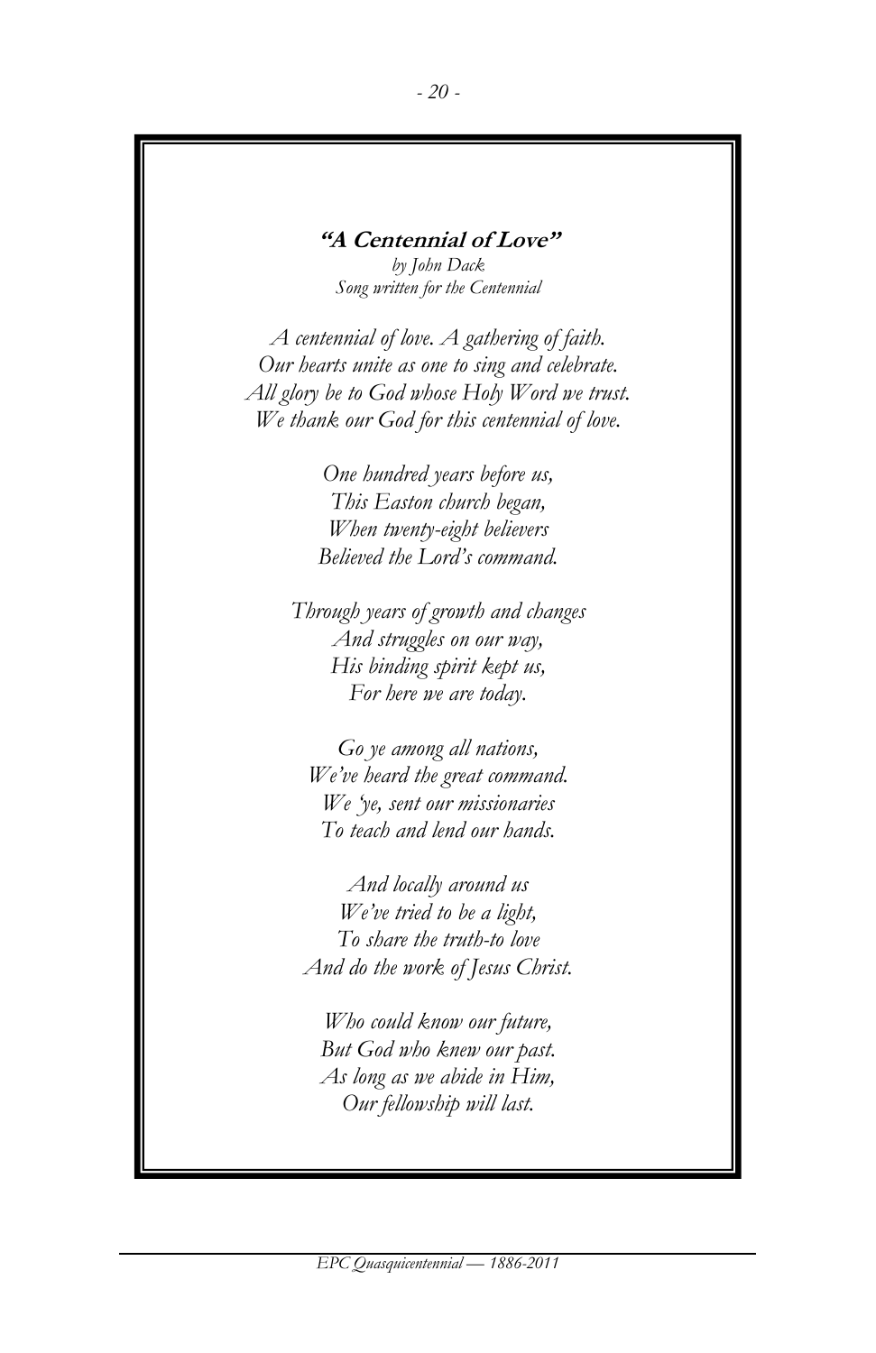**"A Centennial of Love"**

*by John Dack*
*Song written for the Centennial*

*A centennial of love. A gathering of faith.*
*Our hearts unite as one to sing and celebrate.*
*All glory be to God whose Holy Word we trust.*
*We thank our God for this centennial of love.*

*One hundred years before us,*
*This Easton church began,*
*When twenty-eight believers*
*Believed the Lord's command.*

*Through years of growth and changes*
*And struggles on our way,*
*His binding spirit kept us,*
*For here we are today.*

*Go ye among all nations,*
*We've heard the great command.*
*We 'ye, sent our missionaries*
*To teach and lend our hands.*

*And locally around us*
*We've tried to be a light,*
*To share the truth-to love*
*And do the work of Jesus Christ.*

*Who could know our future,*
*But God who knew our past.*
*As long as we abide in Him,*
*Our fellowship will last.*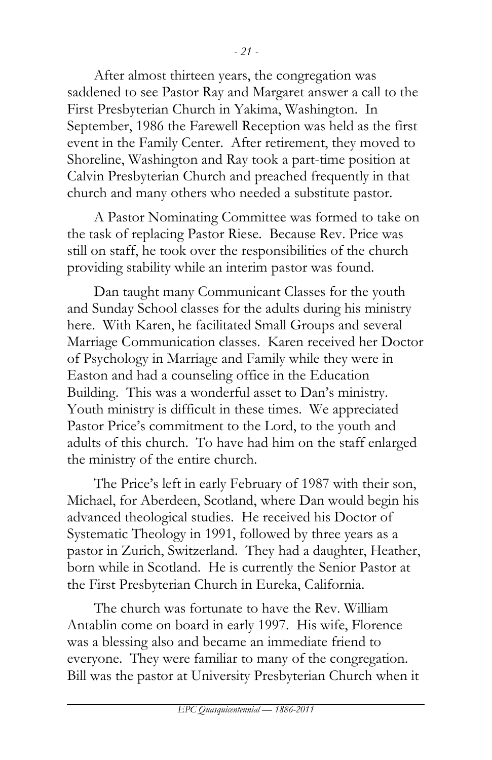After almost thirteen years, the congregation was saddened to see Pastor Ray and Margaret answer a call to the First Presbyterian Church in Yakima, Washington. In September, 1986 the Farewell Reception was held as the first event in the Family Center. After retirement, they moved to Shoreline, Washington and Ray took a part-time position at Calvin Presbyterian Church and preached frequently in that church and many others who needed a substitute pastor.

A Pastor Nominating Committee was formed to take on the task of replacing Pastor Riese. Because Rev. Price was still on staff, he took over the responsibilities of the church providing stability while an interim pastor was found.

Dan taught many Communicant Classes for the youth and Sunday School classes for the adults during his ministry here. With Karen, he facilitated Small Groups and several Marriage Communication classes. Karen received her Doctor of Psychology in Marriage and Family while they were in Easton and had a counseling office in the Education Building. This was a wonderful asset to Dan's ministry. Youth ministry is difficult in these times. We appreciated Pastor Price's commitment to the Lord, to the youth and adults of this church. To have had him on the staff enlarged the ministry of the entire church.

The Price's left in early February of 1987 with their son, Michael, for Aberdeen, Scotland, where Dan would begin his advanced theological studies. He received his Doctor of Systematic Theology in 1991, followed by three years as a pastor in Zurich, Switzerland. They had a daughter, Heather, born while in Scotland. He is currently the Senior Pastor at the First Presbyterian Church in Eureka, California.

The church was fortunate to have the Rev. William Antablin come on board in early 1997. His wife, Florence was a blessing also and became an immediate friend to everyone. They were familiar to many of the congregation. Bill was the pastor at University Presbyterian Church when it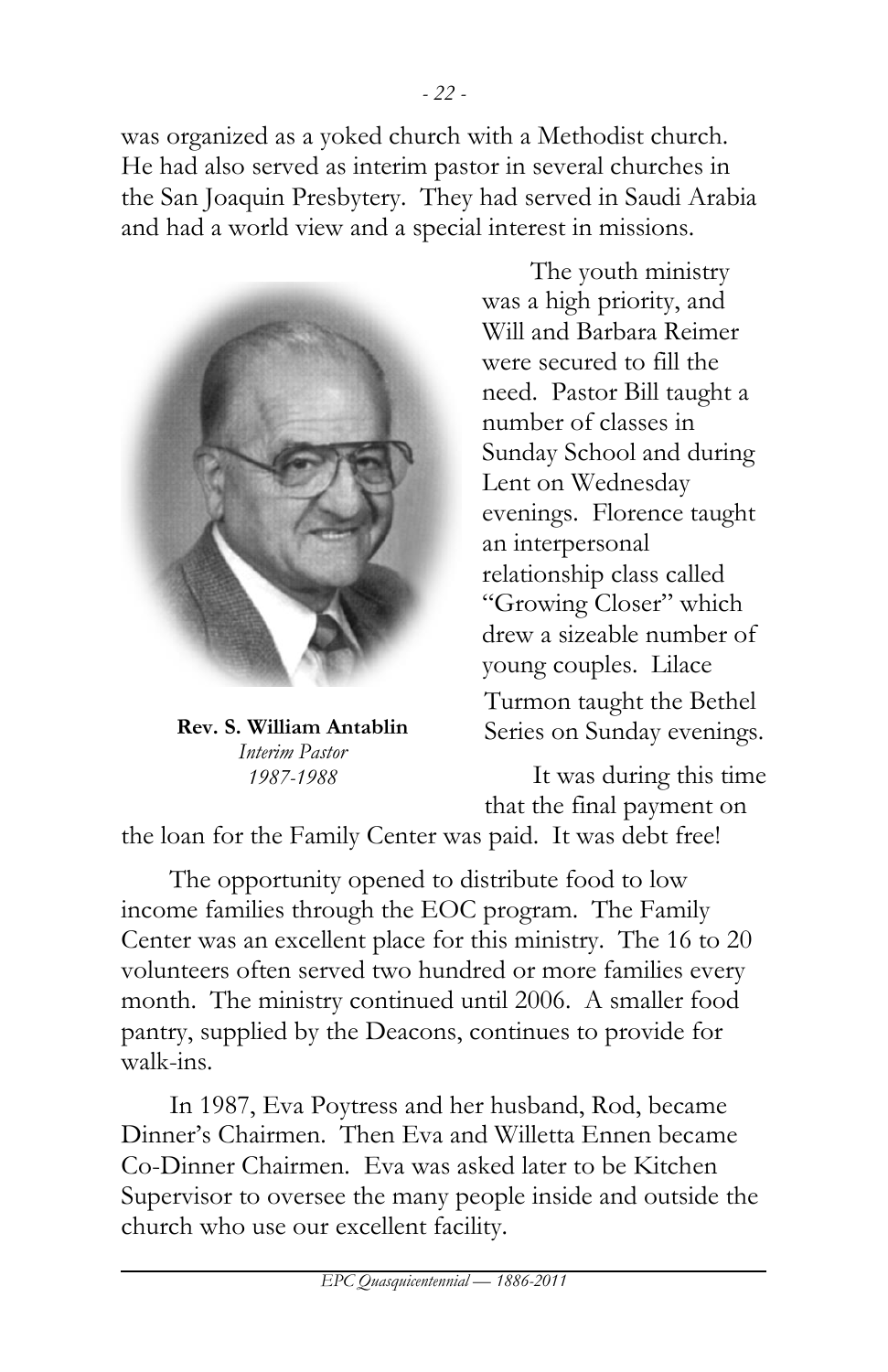was organized as a yoked church with a Methodist church. He had also served as interim pastor in several churches in the San Joaquin Presbytery. They had served in Saudi Arabia and had a world view and a special interest in missions.

**Rev. S. William Antablin**
*Interim Pastor*
*1987-1988*

The youth ministry was a high priority, and Will and Barbara Reimer were secured to fill the need. Pastor Bill taught a number of classes in Sunday School and during Lent on Wednesday evenings. Florence taught an interpersonal relationship class called "Growing Closer" which drew a sizeable number of young couples. Lilace Turmon taught the Bethel Series on Sunday evenings.

It was during this time that the final payment on the loan for the Family Center was paid. It was debt free!

The opportunity opened to distribute food to low income families through the EOC program. The Family Center was an excellent place for this ministry. The 16 to 20 volunteers often served two hundred or more families every month. The ministry continued until 2006. A smaller food pantry, supplied by the Deacons, continues to provide for walk-ins.

In 1987, Eva Poytress and her husband, Rod, became Dinner's Chairmen. Then Eva and Willetta Ennen became Co-Dinner Chairmen. Eva was asked later to be Kitchen Supervisor to oversee the many people inside and outside the church who use our excellent facility.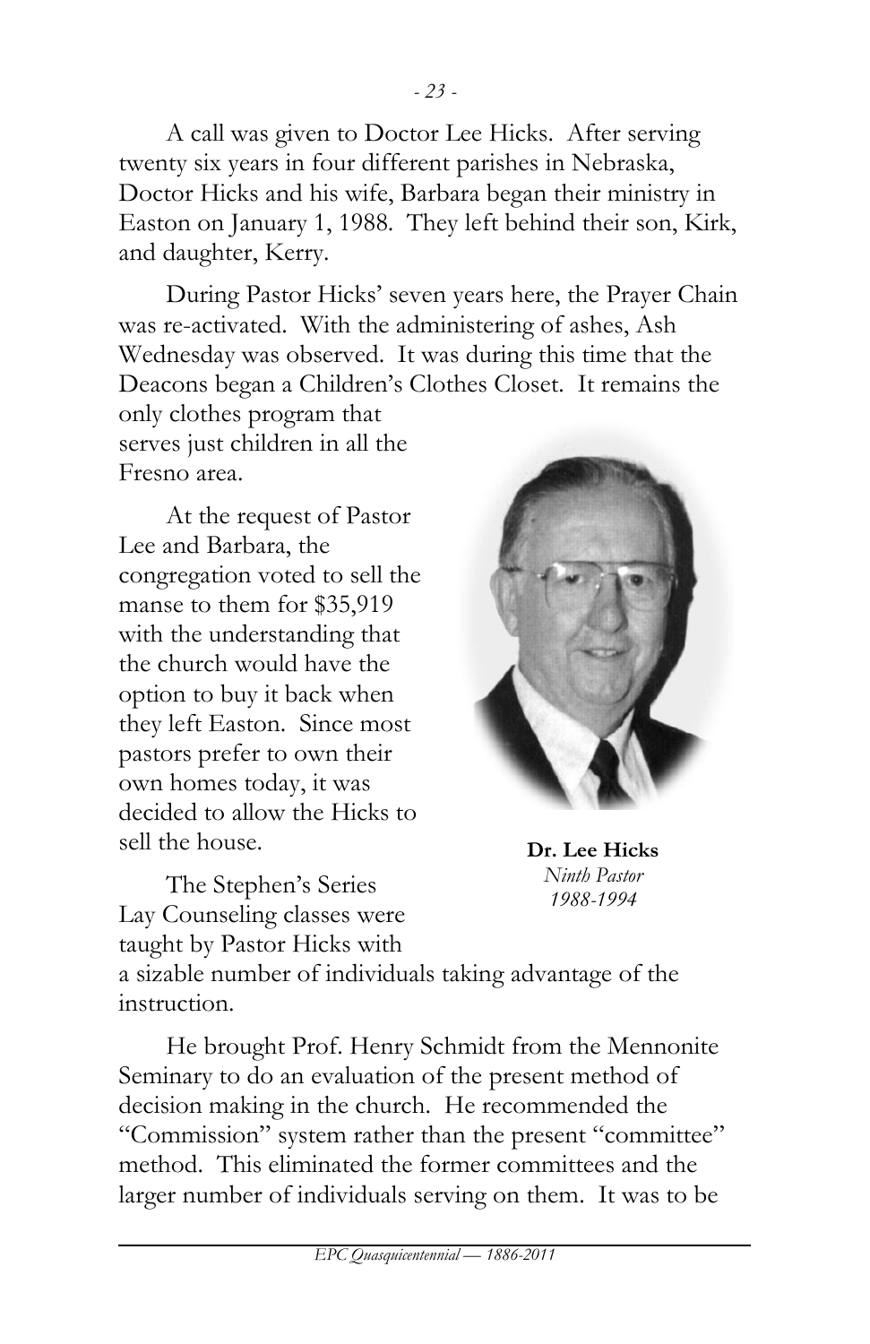A call was given to Doctor Lee Hicks. After serving twenty six years in four different parishes in Nebraska, Doctor Hicks and his wife, Barbara began their ministry in Easton on January 1, 1988. They left behind their son, Kirk, and daughter, Kerry.

During Pastor Hicks' seven years here, the Prayer Chain was re-activated. With the administering of ashes, Ash Wednesday was observed. It was during this time that the Deacons began a Children's Clothes Closet. It remains the only clothes program that serves just children in all the Fresno area.

At the request of Pastor Lee and Barbara, the congregation voted to sell the manse to them for $35,919 with the understanding that the church would have the option to buy it back when they left Easton. Since most pastors prefer to own their own homes today, it was decided to allow the Hicks to sell the house.

**Dr. Lee Hicks**
*Ninth Pastor*
*1988-1994*

The Stephen's Series Lay Counseling classes were taught by Pastor Hicks with a sizable number of individuals taking advantage of the instruction.

He brought Prof. Henry Schmidt from the Mennonite Seminary to do an evaluation of the present method of decision making in the church. He recommended the "Commission" system rather than the present "committee" method. This eliminated the former committees and the larger number of individuals serving on them. It was to be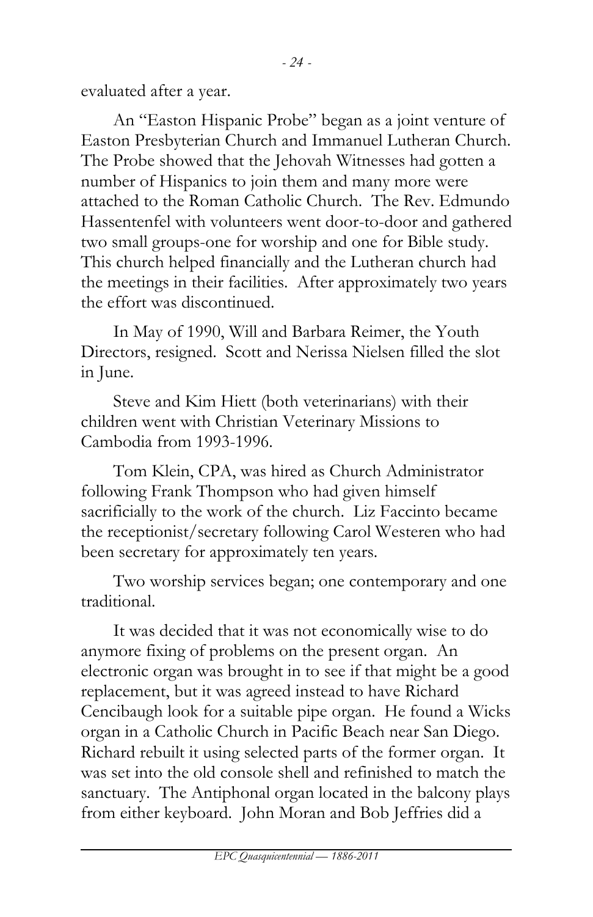evaluated after a year.

An "Easton Hispanic Probe" began as a joint venture of Easton Presbyterian Church and Immanuel Lutheran Church. The Probe showed that the Jehovah Witnesses had gotten a number of Hispanics to join them and many more were attached to the Roman Catholic Church. The Rev. Edmundo Hassentenfel with volunteers went door-to-door and gathered two small groups-one for worship and one for Bible study. This church helped financially and the Lutheran church had the meetings in their facilities. After approximately two years the effort was discontinued.

In May of 1990, Will and Barbara Reimer, the Youth Directors, resigned. Scott and Nerissa Nielsen filled the slot in June.

Steve and Kim Hiett (both veterinarians) with their children went with Christian Veterinary Missions to Cambodia from 1993-1996.

Tom Klein, CPA, was hired as Church Administrator following Frank Thompson who had given himself sacrificially to the work of the church. Liz Faccinto became the receptionist/secretary following Carol Westeren who had been secretary for approximately ten years.

Two worship services began; one contemporary and one traditional.

It was decided that it was not economically wise to do anymore fixing of problems on the present organ. An electronic organ was brought in to see if that might be a good replacement, but it was agreed instead to have Richard Cencibaugh look for a suitable pipe organ. He found a Wicks organ in a Catholic Church in Pacific Beach near San Diego. Richard rebuilt it using selected parts of the former organ. It was set into the old console shell and refinished to match the sanctuary. The Antiphonal organ located in the balcony plays from either keyboard. John Moran and Bob Jeffries did a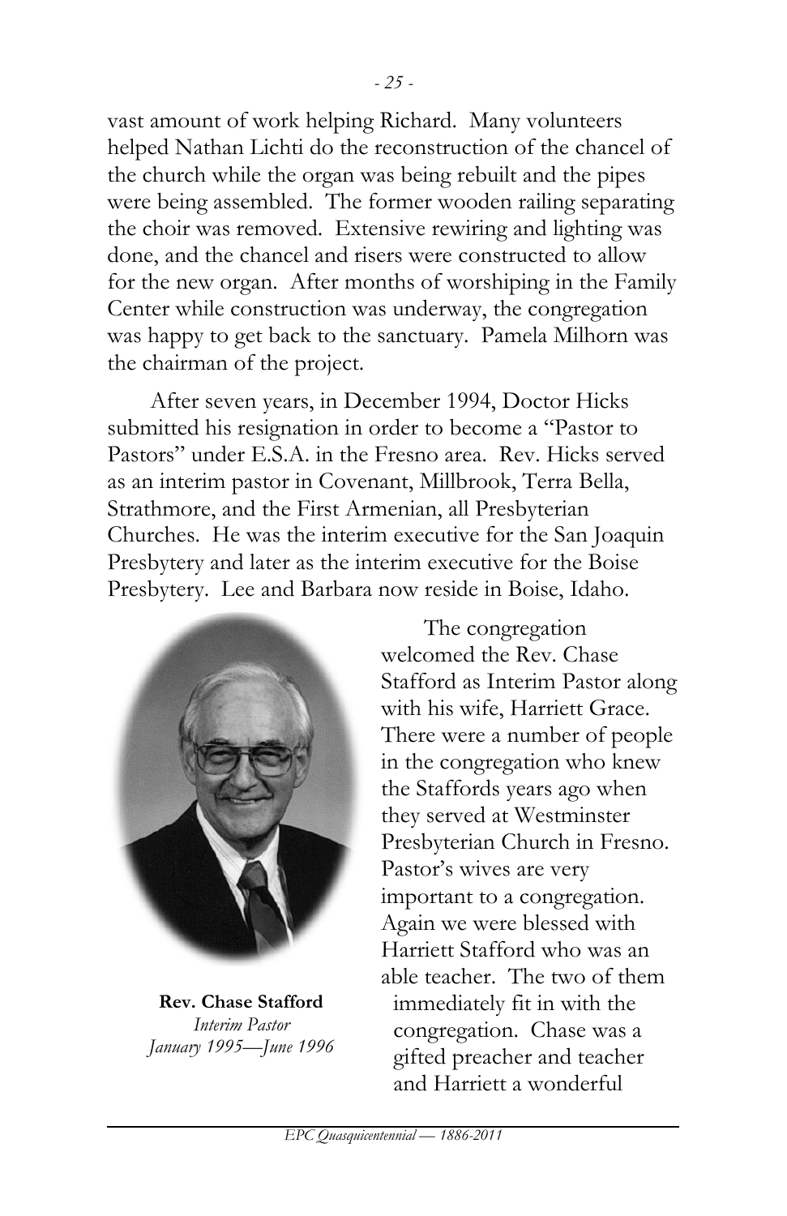vast amount of work helping Richard. Many volunteers helped Nathan Lichti do the reconstruction of the chancel of the church while the organ was being rebuilt and the pipes were being assembled. The former wooden railing separating the choir was removed. Extensive rewiring and lighting was done, and the chancel and risers were constructed to allow for the new organ. After months of worshiping in the Family Center while construction was underway, the congregation was happy to get back to the sanctuary. Pamela Milhorn was the chairman of the project.

After seven years, in December 1994, Doctor Hicks submitted his resignation in order to become a "Pastor to Pastors" under E.S.A. in the Fresno area. Rev. Hicks served as an interim pastor in Covenant, Millbrook, Terra Bella, Strathmore, and the First Armenian, all Presbyterian Churches. He was the interim executive for the San Joaquin Presbytery and later as the interim executive for the Boise Presbytery. Lee and Barbara now reside in Boise, Idaho.

**Rev. Chase Stafford**
*Interim Pastor*
*January 1995—June 1996*

The congregation welcomed the Rev. Chase Stafford as Interim Pastor along with his wife, Harriett Grace. There were a number of people in the congregation who knew the Staffords years ago when they served at Westminster Presbyterian Church in Fresno. Pastor's wives are very important to a congregation. Again we were blessed with Harriett Stafford who was an able teacher. The two of them immediately fit in with the congregation. Chase was a gifted preacher and teacher and Harriett a wonderful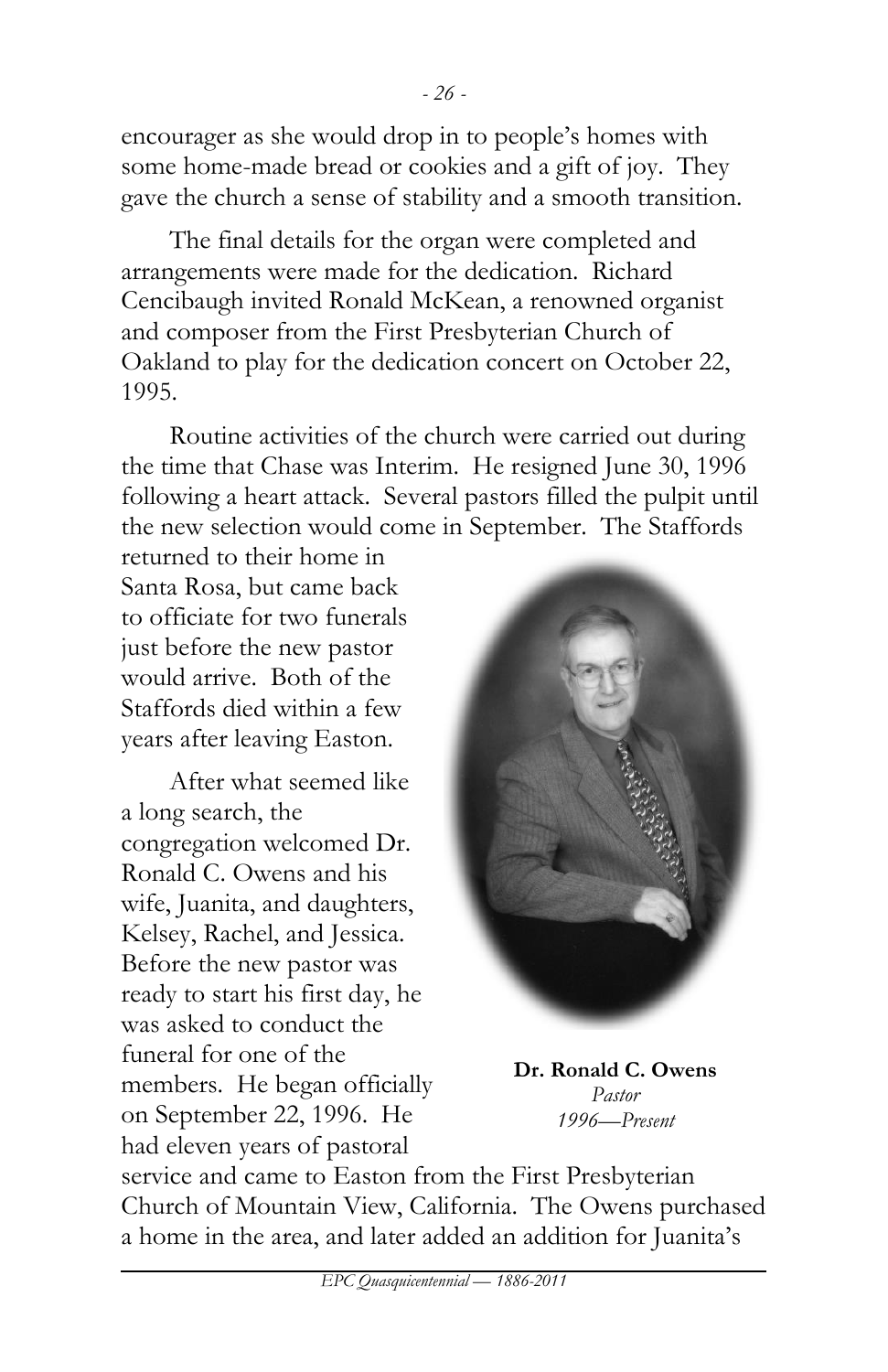encourager as she would drop in to people's homes with some home-made bread or cookies and a gift of joy. They gave the church a sense of stability and a smooth transition.

The final details for the organ were completed and arrangements were made for the dedication. Richard Cencibaugh invited Ronald McKean, a renowned organist and composer from the First Presbyterian Church of Oakland to play for the dedication concert on October 22, 1995.

Routine activities of the church were carried out during the time that Chase was Interim. He resigned June 30, 1996 following a heart attack. Several pastors filled the pulpit until the new selection would come in September. The Staffords returned to their home in Santa Rosa, but came back to officiate for two funerals just before the new pastor would arrive. Both of the Staffords died within a few years after leaving Easton.

After what seemed like a long search, the congregation welcomed Dr. Ronald C. Owens and his wife, Juanita, and daughters, Kelsey, Rachel, and Jessica. Before the new pastor was ready to start his first day, he was asked to conduct the funeral for one of the members. He began officially on September 22, 1996. He had eleven years of pastoral service and came to Easton from the First Presbyterian Church of Mountain View, California. The Owens purchased a home in the area, and later added an addition for Juanita's

**Dr. Ronald C. Owens**
*Pastor*
*1996—Present*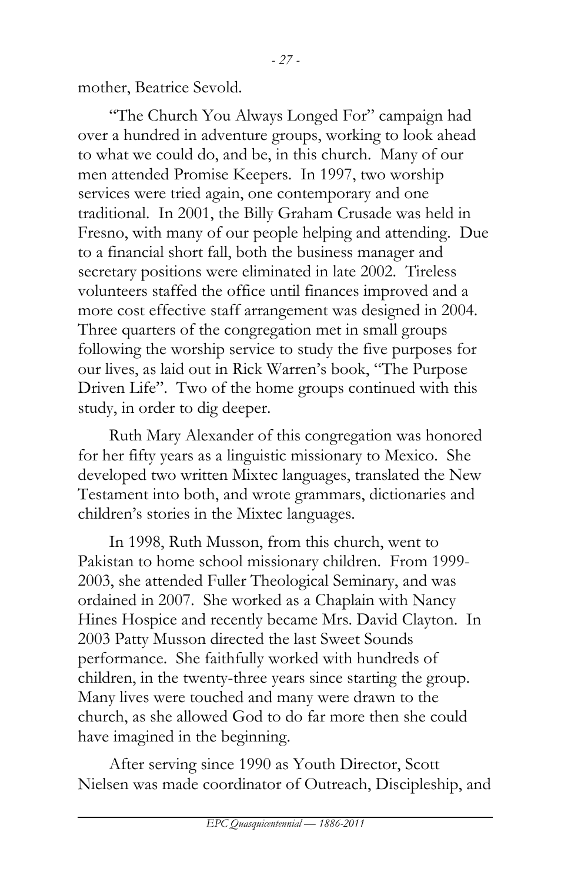mother, Beatrice Sevold.

"The Church You Always Longed For" campaign had over a hundred in adventure groups, working to look ahead to what we could do, and be, in this church. Many of our men attended Promise Keepers. In 1997, two worship services were tried again, one contemporary and one traditional. In 2001, the Billy Graham Crusade was held in Fresno, with many of our people helping and attending. Due to a financial short fall, both the business manager and secretary positions were eliminated in late 2002. Tireless volunteers staffed the office until finances improved and a more cost effective staff arrangement was designed in 2004. Three quarters of the congregation met in small groups following the worship service to study the five purposes for our lives, as laid out in Rick Warren's book, "The Purpose Driven Life". Two of the home groups continued with this study, in order to dig deeper.

Ruth Mary Alexander of this congregation was honored for her fifty years as a linguistic missionary to Mexico. She developed two written Mixtec languages, translated the New Testament into both, and wrote grammars, dictionaries and children's stories in the Mixtec languages.

In 1998, Ruth Musson, from this church, went to Pakistan to home school missionary children. From 1999-2003, she attended Fuller Theological Seminary, and was ordained in 2007. She worked as a Chaplain with Nancy Hines Hospice and recently became Mrs. David Clayton. In 2003 Patty Musson directed the last Sweet Sounds performance. She faithfully worked with hundreds of children, in the twenty-three years since starting the group. Many lives were touched and many were drawn to the church, as she allowed God to do far more then she could have imagined in the beginning.

After serving since 1990 as Youth Director, Scott Nielsen was made coordinator of Outreach, Discipleship, and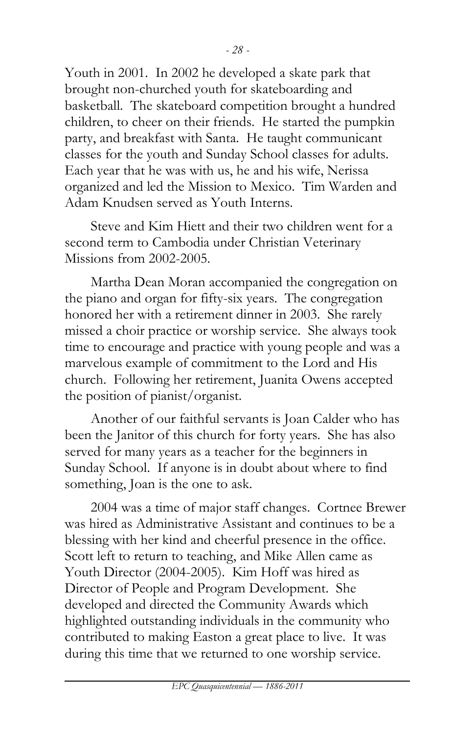Youth in 2001. In 2002 he developed a skate park that brought non-churched youth for skateboarding and basketball. The skateboard competition brought a hundred children, to cheer on their friends. He started the pumpkin party, and breakfast with Santa. He taught communicant classes for the youth and Sunday School classes for adults. Each year that he was with us, he and his wife, Nerissa organized and led the Mission to Mexico. Tim Warden and Adam Knudsen served as Youth Interns.

Steve and Kim Hiett and their two children went for a second term to Cambodia under Christian Veterinary Missions from 2002-2005.

Martha Dean Moran accompanied the congregation on the piano and organ for fifty-six years. The congregation honored her with a retirement dinner in 2003. She rarely missed a choir practice or worship service. She always took time to encourage and practice with young people and was a marvelous example of commitment to the Lord and His church. Following her retirement, Juanita Owens accepted the position of pianist/organist.

Another of our faithful servants is Joan Calder who has been the Janitor of this church for forty years. She has also served for many years as a teacher for the beginners in Sunday School. If anyone is in doubt about where to find something, Joan is the one to ask.

2004 was a time of major staff changes. Cortnee Brewer was hired as Administrative Assistant and continues to be a blessing with her kind and cheerful presence in the office. Scott left to return to teaching, and Mike Allen came as Youth Director (2004-2005). Kim Hoff was hired as Director of People and Program Development. She developed and directed the Community Awards which highlighted outstanding individuals in the community who contributed to making Easton a great place to live. It was during this time that we returned to one worship service.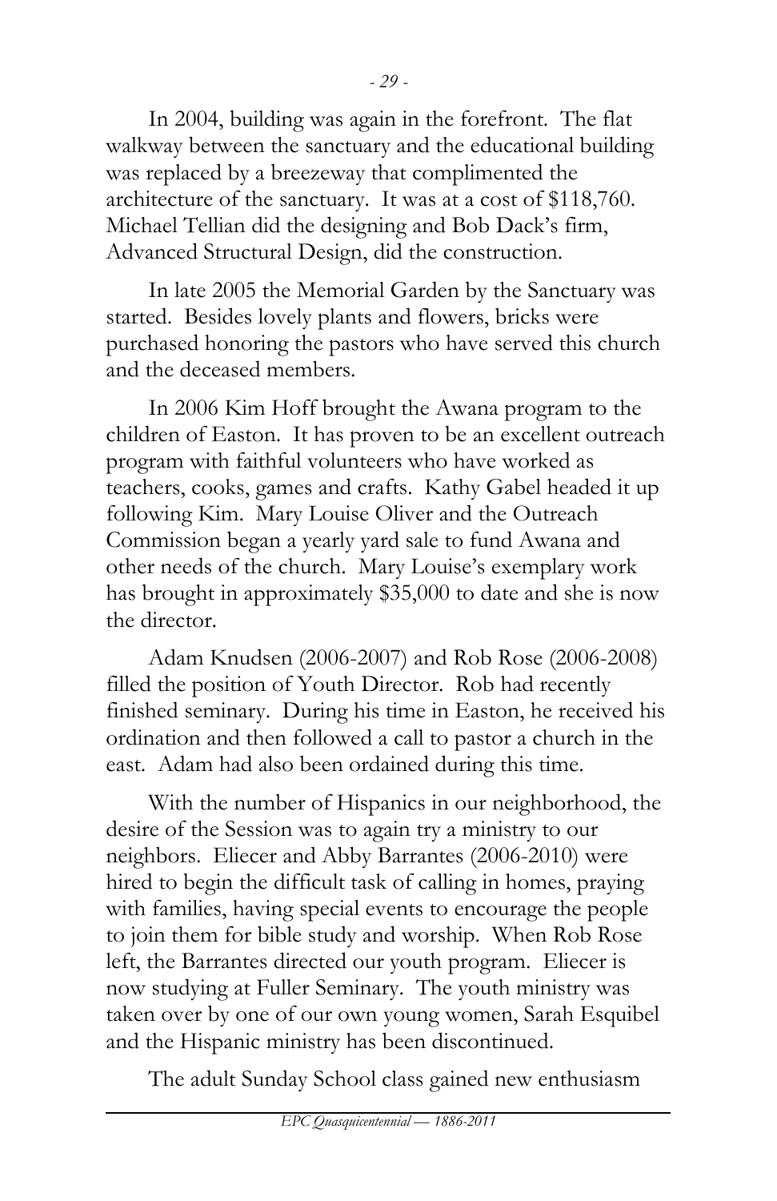In 2004, building was again in the forefront. The flat walkway between the sanctuary and the educational building was replaced by a breezeway that complimented the architecture of the sanctuary. It was at a cost of $118,760. Michael Tellian did the designing and Bob Dack's firm, Advanced Structural Design, did the construction.

In late 2005 the Memorial Garden by the Sanctuary was started. Besides lovely plants and flowers, bricks were purchased honoring the pastors who have served this church and the deceased members.

In 2006 Kim Hoff brought the Awana program to the children of Easton. It has proven to be an excellent outreach program with faithful volunteers who have worked as teachers, cooks, games and crafts. Kathy Gabel headed it up following Kim. Mary Louise Oliver and the Outreach Commission began a yearly yard sale to fund Awana and other needs of the church. Mary Louise's exemplary work has brought in approximately $35,000 to date and she is now the director.

Adam Knudsen (2006-2007) and Rob Rose (2006-2008) filled the position of Youth Director. Rob had recently finished seminary. During his time in Easton, he received his ordination and then followed a call to pastor a church in the east. Adam had also been ordained during this time.

With the number of Hispanics in our neighborhood, the desire of the Session was to again try a ministry to our neighbors. Eliecer and Abby Barrantes (2006-2010) were hired to begin the difficult task of calling in homes, praying with families, having special events to encourage the people to join them for bible study and worship. When Rob Rose left, the Barrantes directed our youth program. Eliecer is now studying at Fuller Seminary. The youth ministry was taken over by one of our own young women, Sarah Esquibel and the Hispanic ministry has been discontinued.

The adult Sunday School class gained new enthusiasm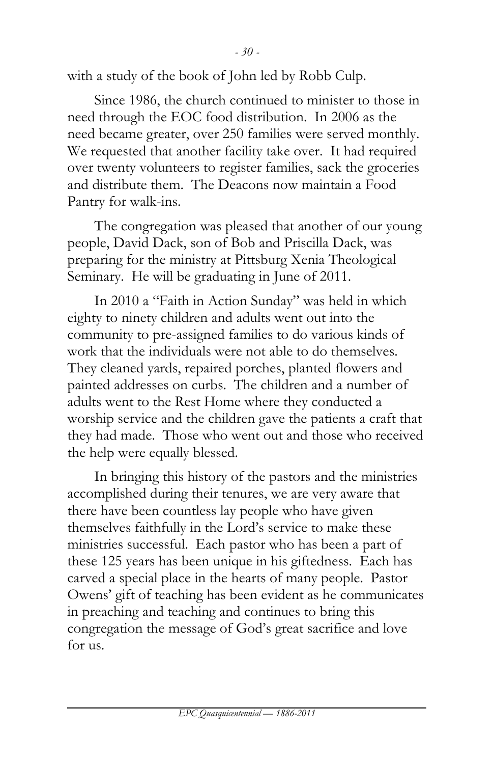with a study of the book of John led by Robb Culp.

Since 1986, the church continued to minister to those in need through the EOC food distribution. In 2006 as the need became greater, over 250 families were served monthly. We requested that another facility take over. It had required over twenty volunteers to register families, sack the groceries and distribute them. The Deacons now maintain a Food Pantry for walk-ins.

The congregation was pleased that another of our young people, David Dack, son of Bob and Priscilla Dack, was preparing for the ministry at Pittsburg Xenia Theological Seminary. He will be graduating in June of 2011.

In 2010 a "Faith in Action Sunday" was held in which eighty to ninety children and adults went out into the community to pre-assigned families to do various kinds of work that the individuals were not able to do themselves. They cleaned yards, repaired porches, planted flowers and painted addresses on curbs. The children and a number of adults went to the Rest Home where they conducted a worship service and the children gave the patients a craft that they had made. Those who went out and those who received the help were equally blessed.

In bringing this history of the pastors and the ministries accomplished during their tenures, we are very aware that there have been countless lay people who have given themselves faithfully in the Lord's service to make these ministries successful. Each pastor who has been a part of these 125 years has been unique in his giftedness. Each has carved a special place in the hearts of many people. Pastor Owens' gift of teaching has been evident as he communicates in preaching and teaching and continues to bring this congregation the message of God's great sacrifice and love for us.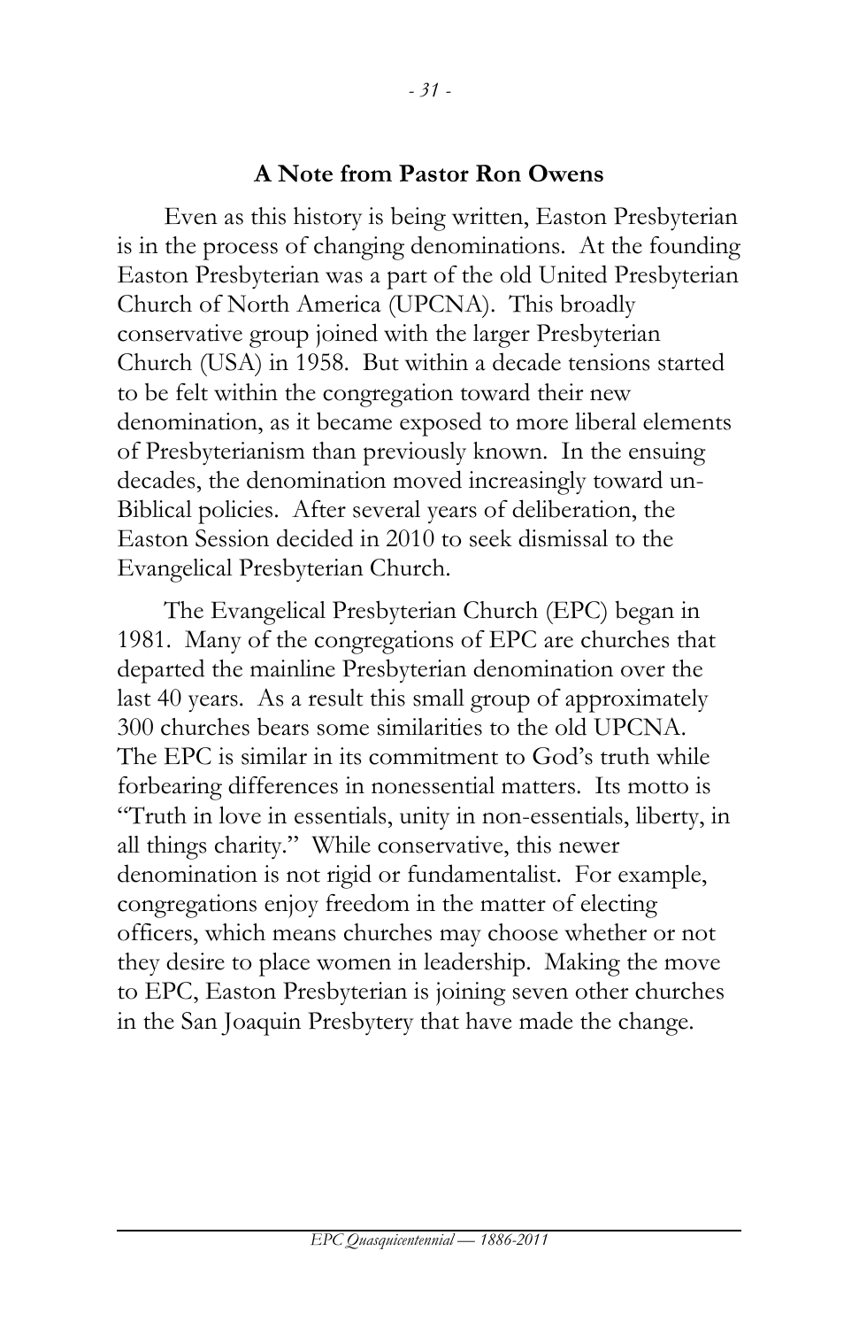## A Note from Pastor Ron Owens

Even as this history is being written, Easton Presbyterian is in the process of changing denominations. At the founding Easton Presbyterian was a part of the old United Presbyterian Church of North America (UPCNA). This broadly conservative group joined with the larger Presbyterian Church (USA) in 1958. But within a decade tensions started to be felt within the congregation toward their new denomination, as it became exposed to more liberal elements of Presbyterianism than previously known. In the ensuing decades, the denomination moved increasingly toward un-Biblical policies. After several years of deliberation, the Easton Session decided in 2010 to seek dismissal to the Evangelical Presbyterian Church.

The Evangelical Presbyterian Church (EPC) began in 1981. Many of the congregations of EPC are churches that departed the mainline Presbyterian denomination over the last 40 years. As a result this small group of approximately 300 churches bears some similarities to the old UPCNA. The EPC is similar in its commitment to God's truth while forbearing differences in nonessential matters. Its motto is "Truth in love in essentials, unity in non-essentials, liberty, in all things charity." While conservative, this newer denomination is not rigid or fundamentalist. For example, congregations enjoy freedom in the matter of electing officers, which means churches may choose whether or not they desire to place women in leadership. Making the move to EPC, Easton Presbyterian is joining seven other churches in the San Joaquin Presbytery that have made the change.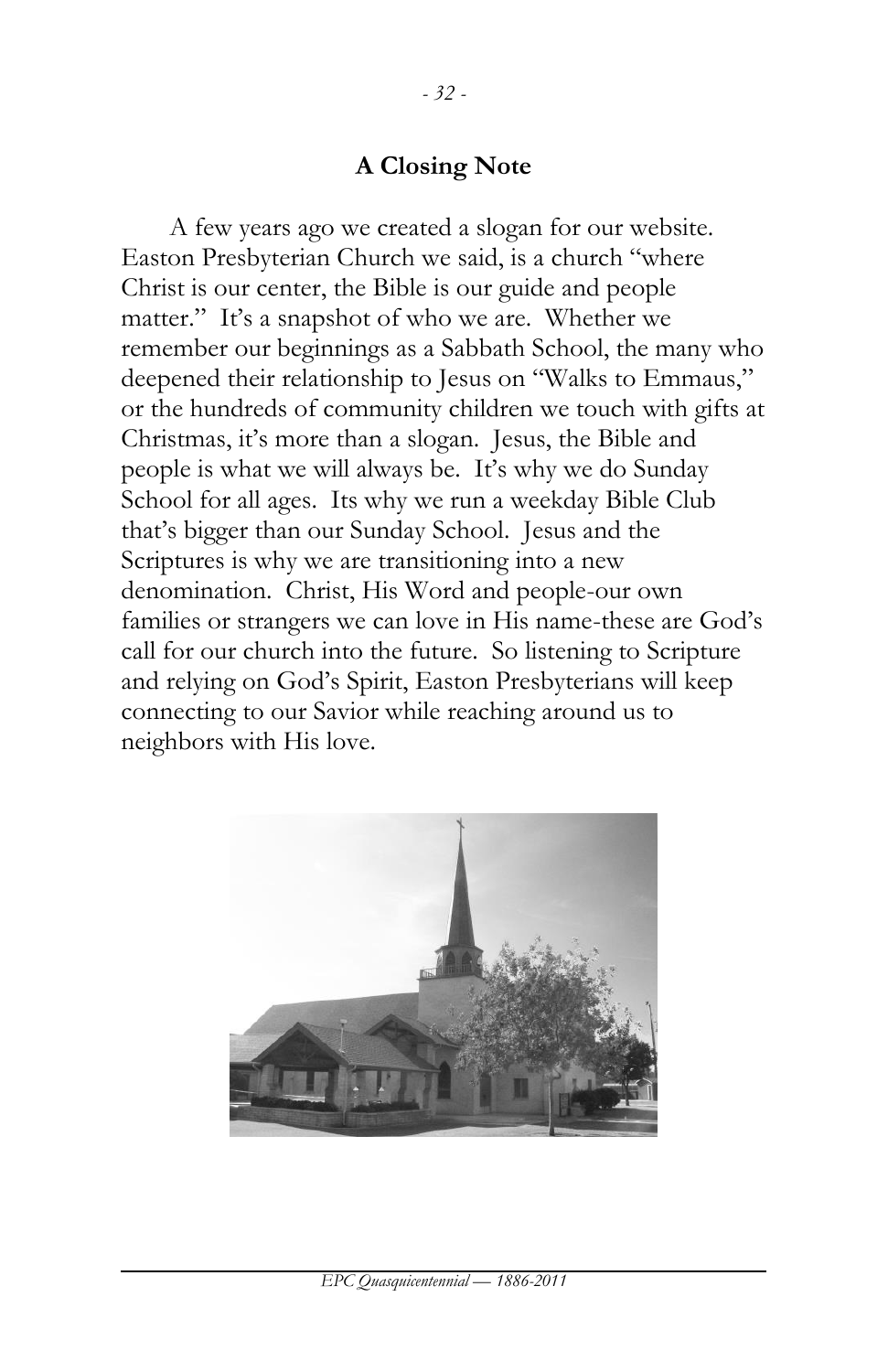## A Closing Note

A few years ago we created a slogan for our website. Easton Presbyterian Church we said, is a church "where Christ is our center, the Bible is our guide and people matter." It's a snapshot of who we are. Whether we remember our beginnings as a Sabbath School, the many who deepened their relationship to Jesus on "Walks to Emmaus," or the hundreds of community children we touch with gifts at Christmas, it's more than a slogan. Jesus, the Bible and people is what we will always be. It's why we do Sunday School for all ages. Its why we run a weekday Bible Club that's bigger than our Sunday School. Jesus and the Scriptures is why we are transitioning into a new denomination. Christ, His Word and people-our own families or strangers we can love in His name-these are God's call for our church into the future. So listening to Scripture and relying on God's Spirit, Easton Presbyterians will keep connecting to our Savior while reaching around us to neighbors with His love.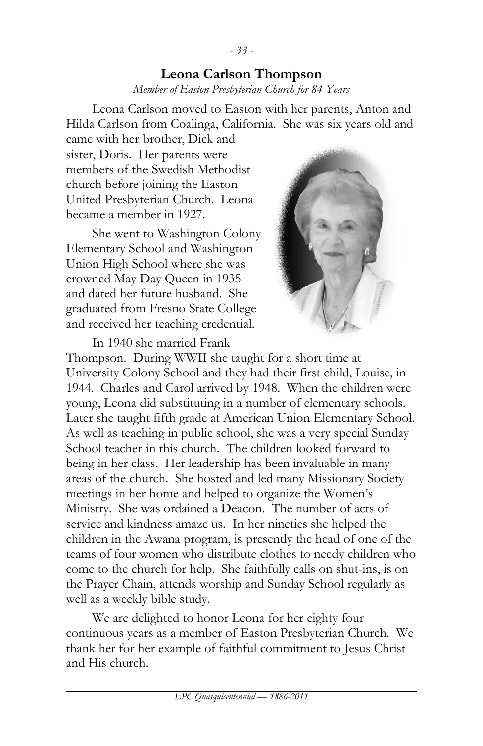## Leona Carlson Thompson

*Member of Easton Presbyterian Church for 84 Years*

Leona Carlson moved to Easton with her parents, Anton and Hilda Carlson from Coalinga, California. She was six years old and came with her brother, Dick and sister, Doris. Her parents were members of the Swedish Methodist church before joining the Easton United Presbyterian Church. Leona became a member in 1927.

She went to Washington Colony Elementary School and Washington Union High School where she was crowned May Day Queen in 1935 and dated her future husband. She graduated from Fresno State College and received her teaching credential.

In 1940 she married Frank Thompson. During WWII she taught for a short time at University Colony School and they had their first child, Louise, in 1944. Charles and Carol arrived by 1948. When the children were young, Leona did substituting in a number of elementary schools. Later she taught fifth grade at American Union Elementary School. As well as teaching in public school, she was a very special Sunday School teacher in this church. The children looked forward to being in her class. Her leadership has been invaluable in many areas of the church. She hosted and led many Missionary Society meetings in her home and helped to organize the Women's Ministry. She was ordained a Deacon. The number of acts of service and kindness amaze us. In her nineties she helped the children in the Awana program, is presently the head of one of the teams of four women who distribute clothes to needy children who come to the church for help. She faithfully calls on shut-ins, is on the Prayer Chain, attends worship and Sunday School regularly as well as a weekly bible study.

We are delighted to honor Leona for her eighty four continuous years as a member of Easton Presbyterian Church. We thank her for her example of faithful commitment to Jesus Christ and His church.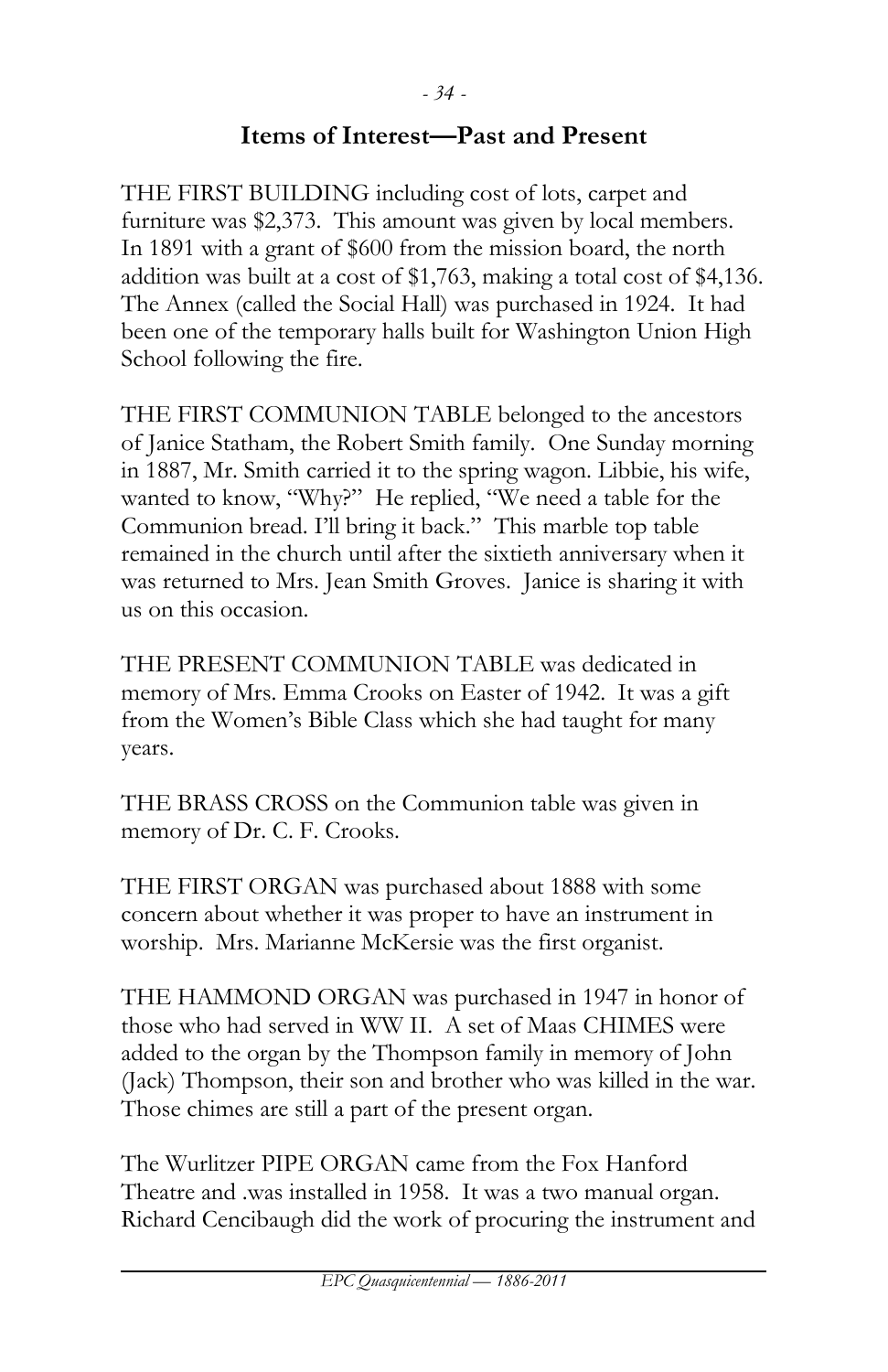## Items of Interest—Past and Present

THE FIRST BUILDING including cost of lots, carpet and furniture was $2,373. This amount was given by local members. In 1891 with a grant of $600 from the mission board, the north addition was built at a cost of $1,763, making a total cost of $4,136. The Annex (called the Social Hall) was purchased in 1924. It had been one of the temporary halls built for Washington Union High School following the fire.

THE FIRST COMMUNION TABLE belonged to the ancestors of Janice Statham, the Robert Smith family. One Sunday morning in 1887, Mr. Smith carried it to the spring wagon. Libbie, his wife, wanted to know, "Why?" He replied, "We need a table for the Communion bread. I'll bring it back." This marble top table remained in the church until after the sixtieth anniversary when it was returned to Mrs. Jean Smith Groves. Janice is sharing it with us on this occasion.

THE PRESENT COMMUNION TABLE was dedicated in memory of Mrs. Emma Crooks on Easter of 1942. It was a gift from the Women's Bible Class which she had taught for many years.

THE BRASS CROSS on the Communion table was given in memory of Dr. C. F. Crooks.

THE FIRST ORGAN was purchased about 1888 with some concern about whether it was proper to have an instrument in worship. Mrs. Marianne McKersie was the first organist.

THE HAMMOND ORGAN was purchased in 1947 in honor of those who had served in WW II. A set of Maas CHIMES were added to the organ by the Thompson family in memory of John (Jack) Thompson, their son and brother who was killed in the war. Those chimes are still a part of the present organ.

The Wurlitzer PIPE ORGAN came from the Fox Hanford Theatre and .was installed in 1958. It was a two manual organ. Richard Cencibaugh did the work of procuring the instrument and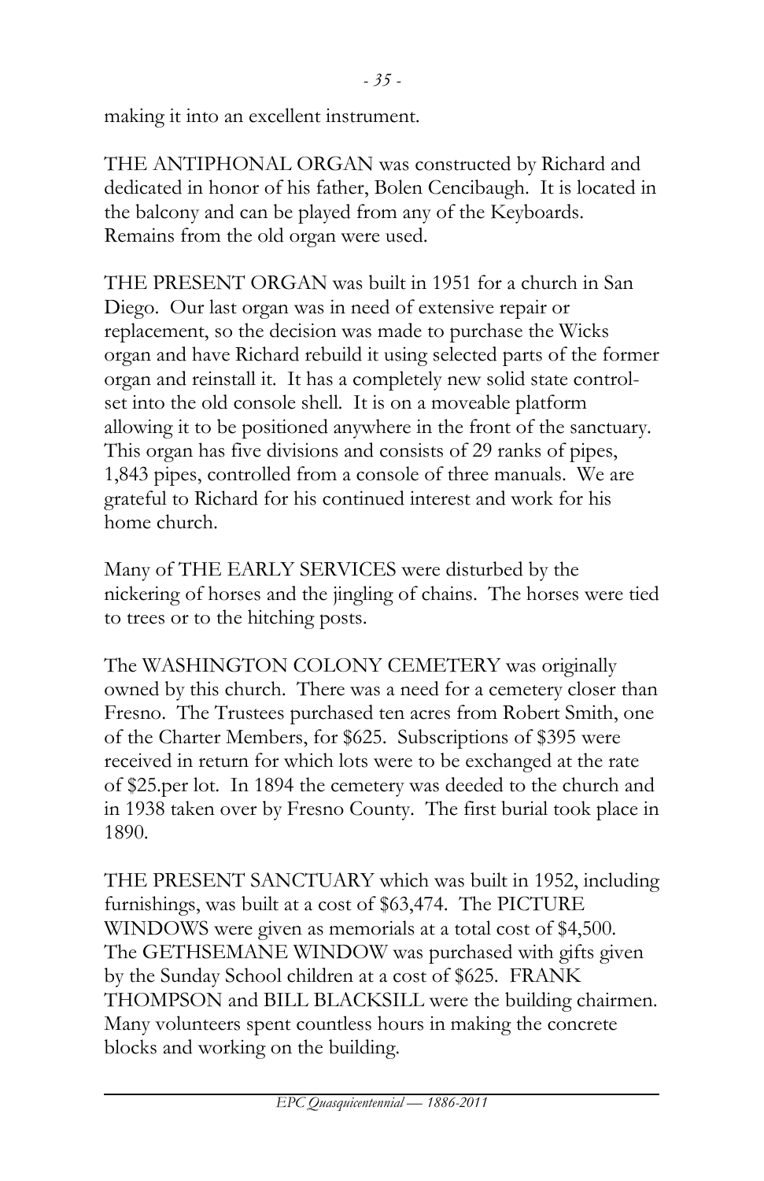making it into an excellent instrument.

THE ANTIPHONAL ORGAN was constructed by Richard and dedicated in honor of his father, Bolen Cencibaugh. It is located in the balcony and can be played from any of the Keyboards. Remains from the old organ were used.

THE PRESENT ORGAN was built in 1951 for a church in San Diego. Our last organ was in need of extensive repair or replacement, so the decision was made to purchase the Wicks organ and have Richard rebuild it using selected parts of the former organ and reinstall it. It has a completely new solid state control-set into the old console shell. It is on a moveable platform allowing it to be positioned anywhere in the front of the sanctuary. This organ has five divisions and consists of 29 ranks of pipes, 1,843 pipes, controlled from a console of three manuals. We are grateful to Richard for his continued interest and work for his home church.

Many of THE EARLY SERVICES were disturbed by the nickering of horses and the jingling of chains. The horses were tied to trees or to the hitching posts.

The WASHINGTON COLONY CEMETERY was originally owned by this church. There was a need for a cemetery closer than Fresno. The Trustees purchased ten acres from Robert Smith, one of the Charter Members, for $625. Subscriptions of $395 were received in return for which lots were to be exchanged at the rate of $25.per lot. In 1894 the cemetery was deeded to the church and in 1938 taken over by Fresno County. The first burial took place in 1890.

THE PRESENT SANCTUARY which was built in 1952, including furnishings, was built at a cost of $63,474. The PICTURE WINDOWS were given as memorials at a total cost of $4,500. The GETHSEMANE WINDOW was purchased with gifts given by the Sunday School children at a cost of $625. FRANK THOMPSON and BILL BLACKSILL were the building chairmen. Many volunteers spent countless hours in making the concrete blocks and working on the building.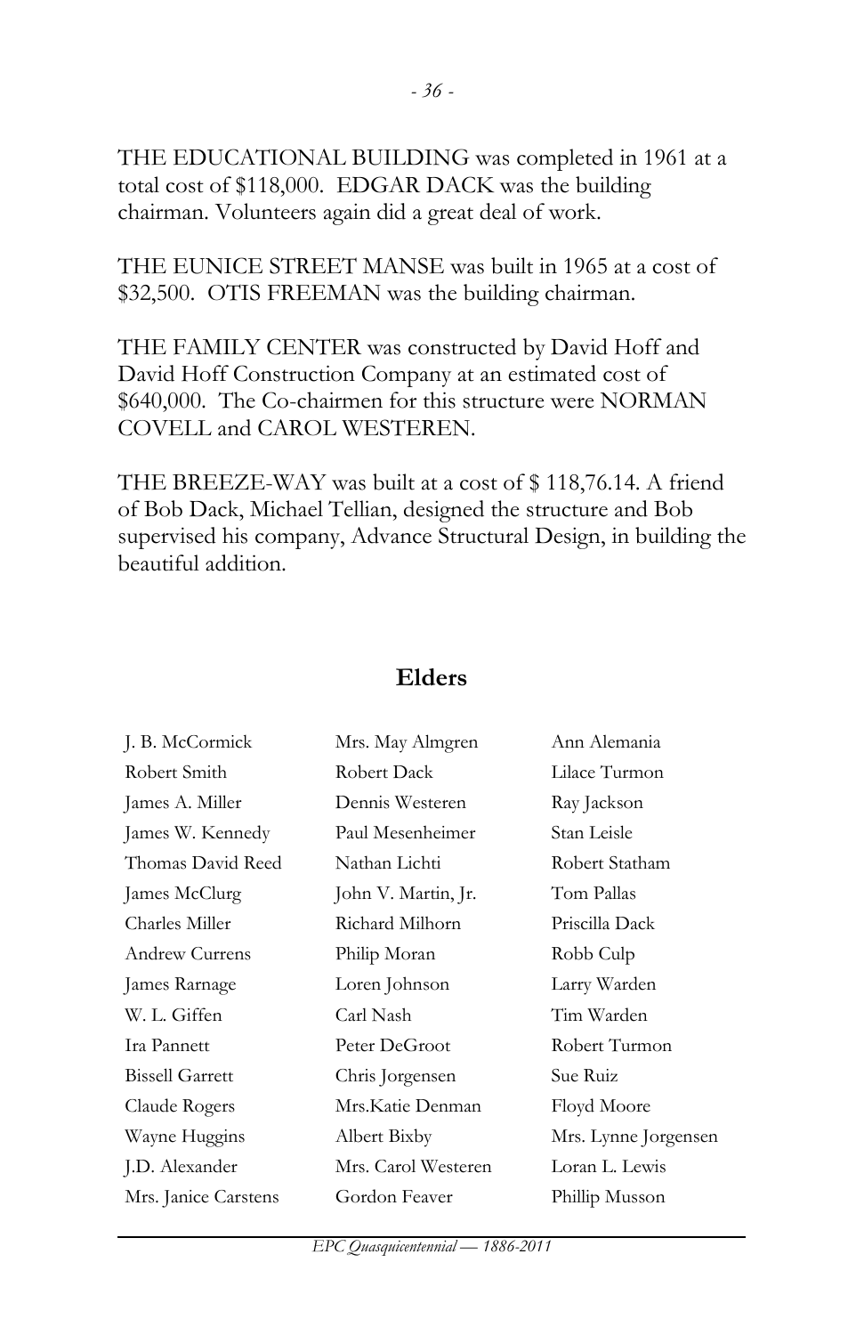THE EDUCATIONAL BUILDING was completed in 1961 at a total cost of $118,000. EDGAR DACK was the building chairman. Volunteers again did a great deal of work.

THE EUNICE STREET MANSE was built in 1965 at a cost of $32,500. OTIS FREEMAN was the building chairman.

THE FAMILY CENTER was constructed by David Hoff and David Hoff Construction Company at an estimated cost of $640,000. The Co-chairmen for this structure were NORMAN COVELL and CAROL WESTEREN.

THE BREEZE-WAY was built at a cost of $ 118,76.14. A friend of Bob Dack, Michael Tellian, designed the structure and Bob supervised his company, Advance Structural Design, in building the beautiful addition.

## Elders

J. B. McCormick
Robert Smith
James A. Miller
James W. Kennedy
Thomas David Reed
James McClurg
Charles Miller
Andrew Currens
James Rarnage
W. L. Giffen
Ira Pannett
Bissell Garrett
Claude Rogers
Wayne Huggins
J.D. Alexander
Mrs. Janice Carstens
Mrs. May Almgren
Robert Dack
Dennis Westeren
Paul Mesenheimer
Nathan Lichti
John V. Martin, Jr.
Richard Milhorn
Philip Moran
Loren Johnson
Carl Nash
Peter DeGroot
Chris Jorgensen
Mrs.Katie Denman
Albert Bixby
Mrs. Carol Westeren
Gordon Feaver
Ann Alemania
Lilace Turmon
Ray Jackson
Stan Leisle
Robert Statham
Tom Pallas
Priscilla Dack
Robb Culp
Larry Warden
Tim Warden
Robert Turmon
Sue Ruiz
Floyd Moore
Mrs. Lynne Jorgensen
Loran L. Lewis
Phillip Musson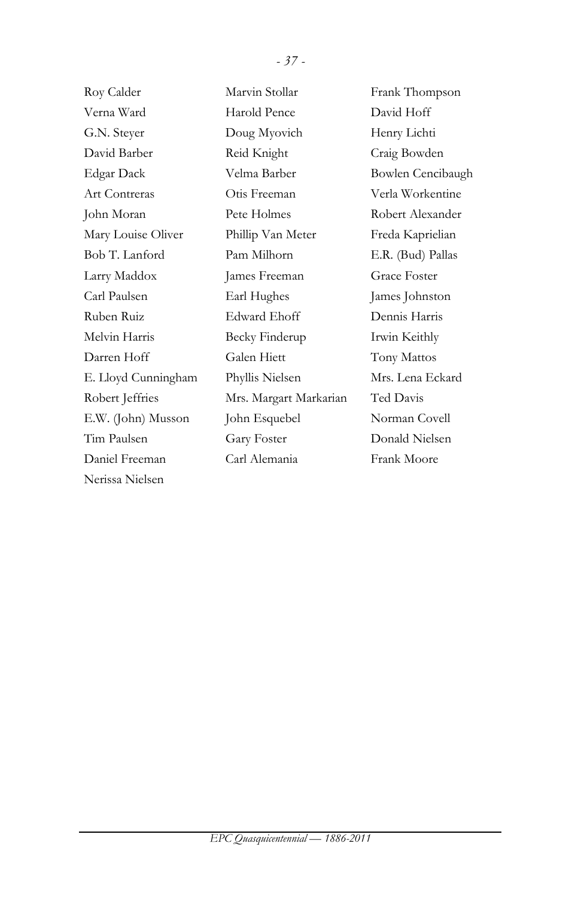Roy Calder
Verna Ward
G.N. Steyer
David Barber
Edgar Dack
Art Contreras
John Moran
Mary Louise Oliver
Bob T. Lanford
Larry Maddox
Carl Paulsen
Ruben Ruiz
Melvin Harris
Darren Hoff
E. Lloyd Cunningham
Robert Jeffries
E.W. (John) Musson
Tim Paulsen
Daniel Freeman
Nerissa Nielsen

Marvin Stollar
Harold Pence
Doug Myovich
Reid Knight
Velma Barber
Otis Freeman
Pete Holmes
Phillip Van Meter
Pam Milhorn
James Freeman
Earl Hughes
Edward Ehoff
Becky Finderup
Galen Hiett
Phyllis Nielsen
Mrs. Margart Markarian
John Esquebel
Gary Foster
Carl Alemania

Frank Thompson
David Hoff
Henry Lichti
Craig Bowden
Bowlen Cencibaugh
Verla Workentine
Robert Alexander
Freda Kaprielian
E.R. (Bud) Pallas
Grace Foster
James Johnston
Dennis Harris
Irwin Keithly
Tony Mattos
Mrs. Lena Eckard
Ted Davis
Norman Covell
Donald Nielsen
Frank Moore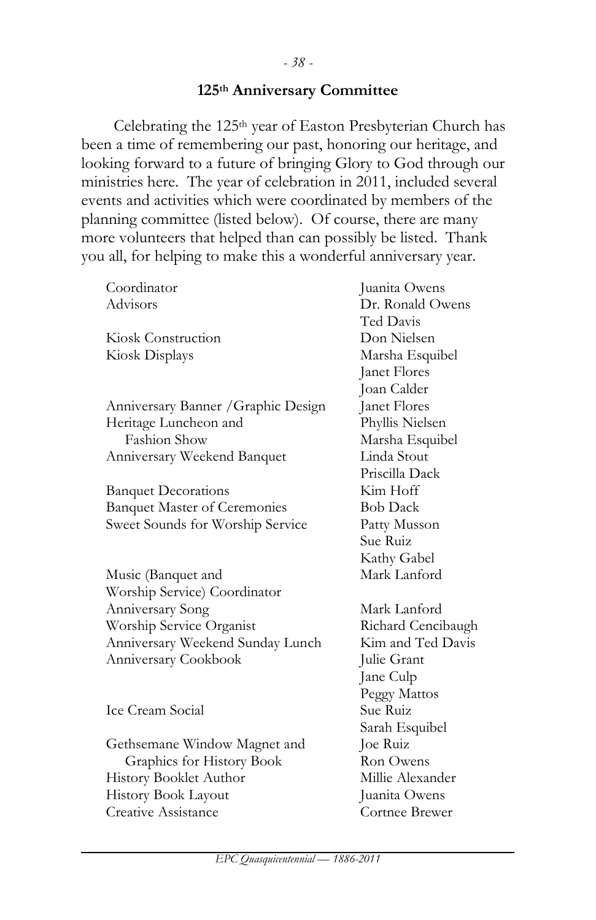## 125th Anniversary Committee

Celebrating the 125th year of Easton Presbyterian Church has been a time of remembering our past, honoring our heritage, and looking forward to a future of bringing Glory to God through our ministries here. The year of celebration in 2011, included several events and activities which were coordinated by members of the planning committee (listed below). Of course, there are many more volunteers that helped than can possibly be listed. Thank you all, for helping to make this a wonderful anniversary year.

| | |
|---|---|
| Coordinator | Juanita Owens |
| Advisors | Dr. Ronald Owens<br>Ted Davis |
| Kiosk Construction | Don Nielsen |
| Kiosk Displays | Marsha Esquibel<br>Janet Flores<br>Joan Calder |
| Anniversary Banner /Graphic Design | Janet Flores |
| Heritage Luncheon and Fashion Show | Phyllis Nielsen<br>Marsha Esquibel |
| Anniversary Weekend Banquet | Linda Stout<br>Priscilla Dack |
| Banquet Decorations | Kim Hoff |
| Banquet Master of Ceremonies | Bob Dack |
| Sweet Sounds for Worship Service | Patty Musson<br>Sue Ruiz<br>Kathy Gabel |
| Music (Banquet and Worship Service) Coordinator | Mark Lanford |
| Anniversary Song | Mark Lanford |
| Worship Service Organist | Richard Cencibaugh |
| Anniversary Weekend Sunday Lunch | Kim and Ted Davis |
| Anniversary Cookbook | Julie Grant<br>Jane Culp<br>Peggy Mattos |
| Ice Cream Social | Sue Ruiz<br>Sarah Esquibel |
| Gethsemane Window Magnet and Graphics for History Book | Joe Ruiz<br>Ron Owens |
| History Booklet Author | Millie Alexander |
| History Book Layout | Juanita Owens |
| Creative Assistance | Cortnee Brewer |